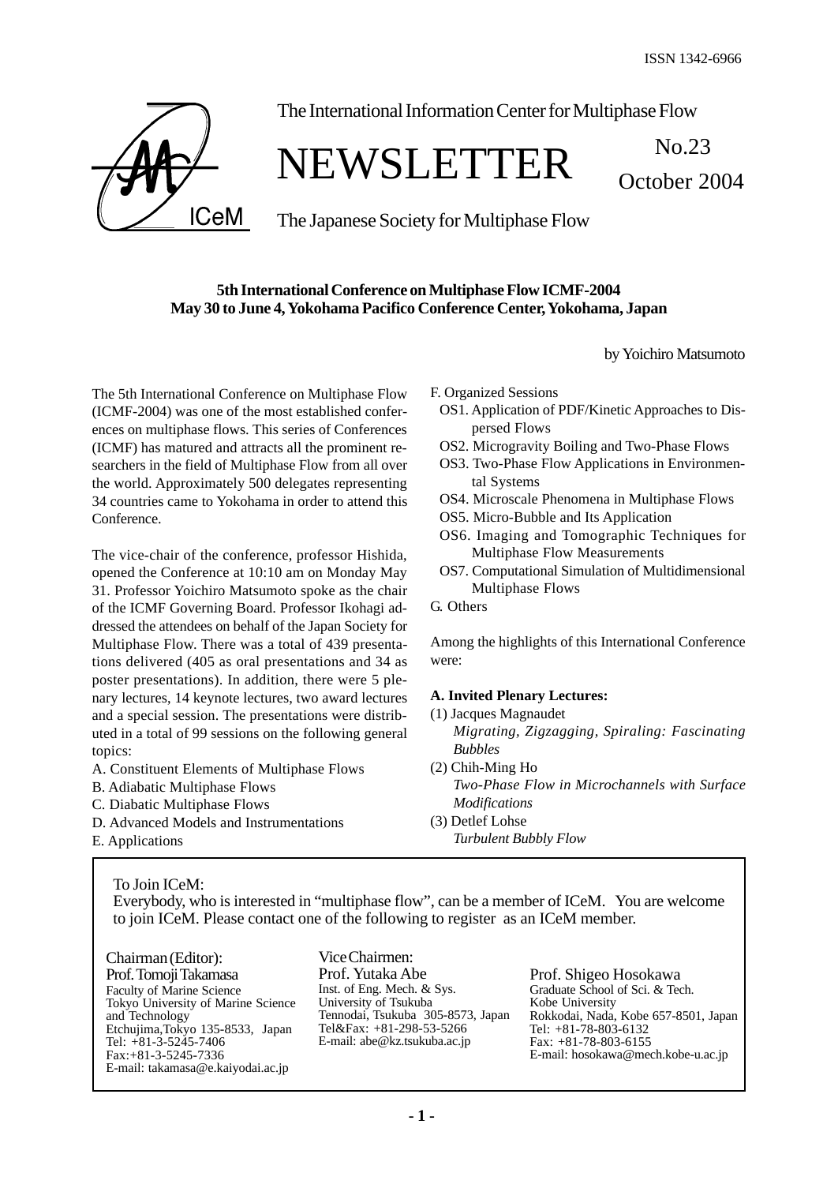ISSN 1342-6966

The International Information Center for Multiphase Flow

# NEWSLETTER

No.23
October 2004

The Japanese Society for Multiphase Flow

## 5th International Conference on Multiphase Flow ICMF-2004
## May 30 to June 4, Yokohama Pacifico Conference Center, Yokohama, Japan

by Yoichiro Matsumoto

The 5th International Conference on Multiphase Flow (ICMF-2004) was one of the most established conferences on multiphase flows. This series of Conferences (ICMF) has matured and attracts all the prominent researchers in the field of Multiphase Flow from all over the world. Approximately 500 delegates representing 34 countries came to Yokohama in order to attend this Conference.

The vice-chair of the conference, professor Hishida, opened the Conference at 10:10 am on Monday May 31. Professor Yoichiro Matsumoto spoke as the chair of the ICMF Governing Board. Professor Ikohagi addressed the attendees on behalf of the Japan Society for Multiphase Flow. There was a total of 439 presentations delivered (405 as oral presentations and 34 as poster presentations). In addition, there were 5 plenary lectures, 14 keynote lectures, two award lectures and a special session. The presentations were distributed in a total of 99 sessions on the following general topics:

A. Constituent Elements of Multiphase Flows
B. Adiabatic Multiphase Flows
C. Diabatic Multiphase Flows
D. Advanced Models and Instrumentations
E. Applications
F. Organized Sessions
 - OS1. Application of PDF/Kinetic Approaches to Dispersed Flows
 - OS2. Microgravity Boiling and Two-Phase Flows
 - OS3. Two-Phase Flow Applications in Environmental Systems
 - OS4. Microscale Phenomena in Multiphase Flows
 - OS5. Micro-Bubble and Its Application
 - OS6. Imaging and Tomographic Techniques for Multiphase Flow Measurements
 - OS7. Computational Simulation of Multidimensional Multiphase Flows

G. Others

Among the highlights of this International Conference were:

**A. Invited Plenary Lectures:**

(1) Jacques Magnaudet
*Migrating, Zigzagging, Spiraling: Fascinating Bubbles*

(2) Chih-Ming Ho
*Two-Phase Flow in Microchannels with Surface Modifications*

(3) Detlef Lohse
*Turbulent Bubbly Flow*

---

To Join ICeM:
Everybody, who is interested in "multiphase flow", can be a member of ICeM. You are welcome to join ICeM. Please contact one of the following to register as an ICeM member.

Chairman (Editor):
Prof. Tomoji Takamasa
Faculty of Marine Science
Tokyo University of Marine Science and Technology
Etchujima,Tokyo 135-8533, Japan
Tel: +81-3-5245-7406
Fax:+81-3-5245-7336
E-mail: takamasa@e.kaiyodai.ac.jp

Vice Chairmen:
Prof. Yutaka Abe
Inst. of Eng. Mech. & Sys.
University of Tsukuba
Tennodai, Tsukuba 305-8573, Japan
Tel&Fax: +81-298-53-5266
E-mail: abe@kz.tsukuba.ac.jp

Prof. Shigeo Hosokawa
Graduate School of Sci. & Tech.
Kobe University
Rokkodai, Nada, Kobe 657-8501, Japan
Tel: +81-78-803-6132
Fax: +81-78-803-6155
E-mail: hosokawa@mech.kobe-u.ac.jp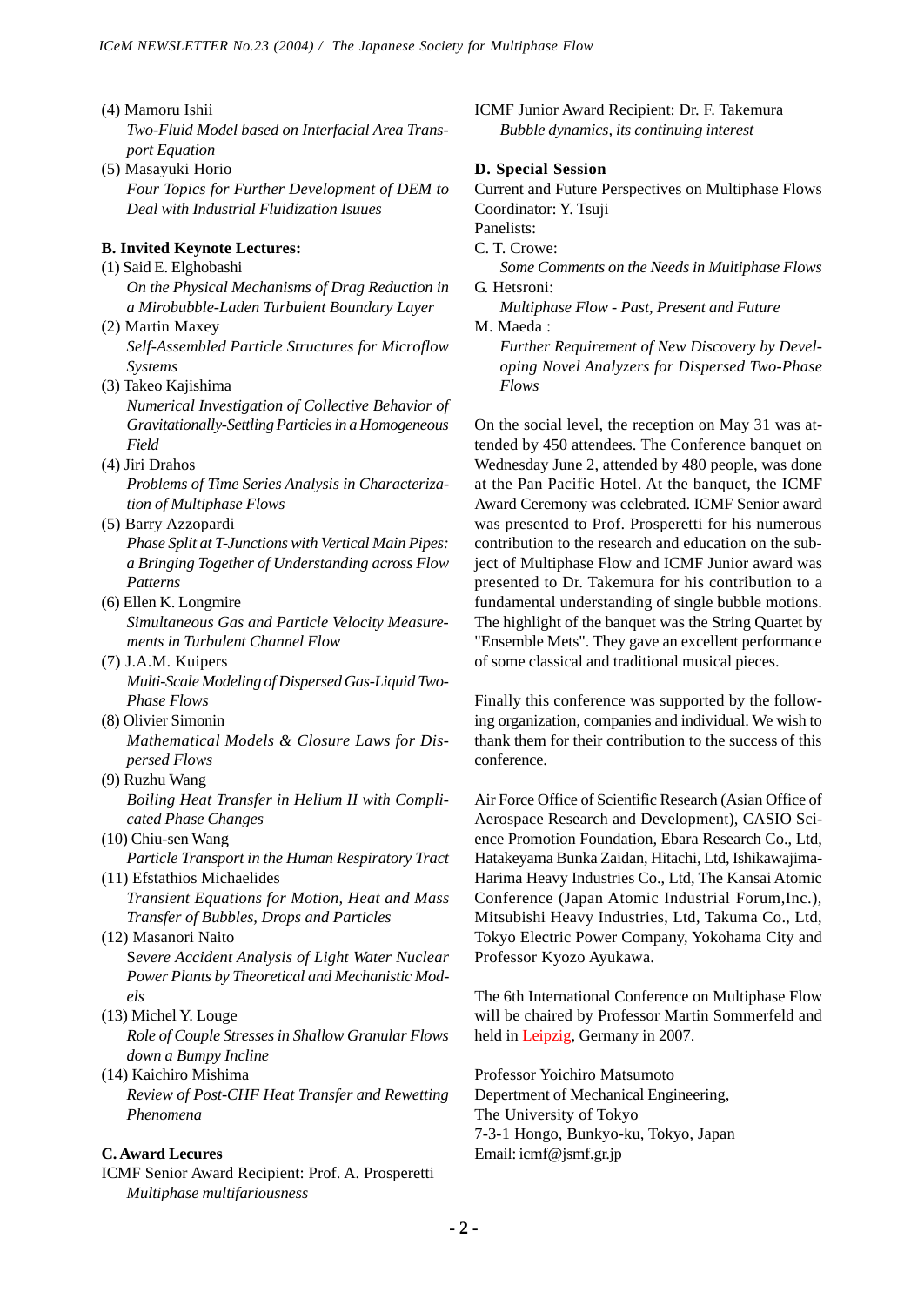(4) Mamoru Ishii
*Two-Fluid Model based on Interfacial Area Transport Equation*

(5) Masayuki Horio
*Four Topics for Further Development of DEM to Deal with Industrial Fluidization Isuues*

**B. Invited Keynote Lectures:**

(1) Said E. Elghobashi
*On the Physical Mechanisms of Drag Reduction in a Mirobubble-Laden Turbulent Boundary Layer*

(2) Martin Maxey
*Self-Assembled Particle Structures for Microflow Systems*

(3) Takeo Kajishima
*Numerical Investigation of Collective Behavior of Gravitationally-Settling Particles in a Homogeneous Field*

(4) Jiri Drahos
*Problems of Time Series Analysis in Characterization of Multiphase Flows*

(5) Barry Azzopardi
*Phase Split at T-Junctions with Vertical Main Pipes: a Bringing Together of Understanding across Flow Patterns*

(6) Ellen K. Longmire
*Simultaneous Gas and Particle Velocity Measurements in Turbulent Channel Flow*

(7) J.A.M. Kuipers
*Multi-Scale Modeling of Dispersed Gas-Liquid Two-Phase Flows*

(8) Olivier Simonin
*Mathematical Models & Closure Laws for Dispersed Flows*

(9) Ruzhu Wang
*Boiling Heat Transfer in Helium II with Complicated Phase Changes*

(10) Chiu-sen Wang
*Particle Transport in the Human Respiratory Tract*

(11) Efstathios Michaelides
*Transient Equations for Motion, Heat and Mass Transfer of Bubbles, Drops and Particles*

(12) Masanori Naito
*Severe Accident Analysis of Light Water Nuclear Power Plants by Theoretical and Mechanistic Models*

(13) Michel Y. Louge
*Role of Couple Stresses in Shallow Granular Flows down a Bumpy Incline*

(14) Kaichiro Mishima
*Review of Post-CHF Heat Transfer and Rewetting Phenomena*

**C. Award Lecures**

ICMF Senior Award Recipient: Prof. A. Prosperetti
*Multiphase multifariousness*

ICMF Junior Award Recipient: Dr. F. Takemura
*Bubble dynamics, its continuing interest*

**D. Special Session**

Current and Future Perspectives on Multiphase Flows
Coordinator: Y. Tsuji
Panelists:

C. T. Crowe:
*Some Comments on the Needs in Multiphase Flows*

G. Hetsroni:
*Multiphase Flow - Past, Present and Future*

M. Maeda :
*Further Requirement of New Discovery by Developing Novel Analyzers for Dispersed Two-Phase Flows*

On the social level, the reception on May 31 was attended by 450 attendees. The Conference banquet on Wednesday June 2, attended by 480 people, was done at the Pan Pacific Hotel. At the banquet, the ICMF Award Ceremony was celebrated. ICMF Senior award was presented to Prof. Prosperetti for his numerous contribution to the research and education on the subject of Multiphase Flow and ICMF Junior award was presented to Dr. Takemura for his contribution to a fundamental understanding of single bubble motions. The highlight of the banquet was the String Quartet by "Ensemble Mets". They gave an excellent performance of some classical and traditional musical pieces.

Finally this conference was supported by the following organization, companies and individual. We wish to thank them for their contribution to the success of this conference.

Air Force Office of Scientific Research (Asian Office of Aerospace Research and Development), CASIO Science Promotion Foundation, Ebara Research Co., Ltd, Hatakeyama Bunka Zaidan, Hitachi, Ltd, Ishikawajima-Harima Heavy Industries Co., Ltd, The Kansai Atomic Conference (Japan Atomic Industrial Forum,Inc.), Mitsubishi Heavy Industries, Ltd, Takuma Co., Ltd, Tokyo Electric Power Company, Yokohama City and Professor Kyozo Ayukawa.

The 6th International Conference on Multiphase Flow will be chaired by Professor Martin Sommerfeld and held in Leipzig, Germany in 2007.

Professor Yoichiro Matsumoto
Depertment of Mechanical Engineering,
The University of Tokyo
7-3-1 Hongo, Bunkyo-ku, Tokyo, Japan
Email: icmf@jsmf.gr.jp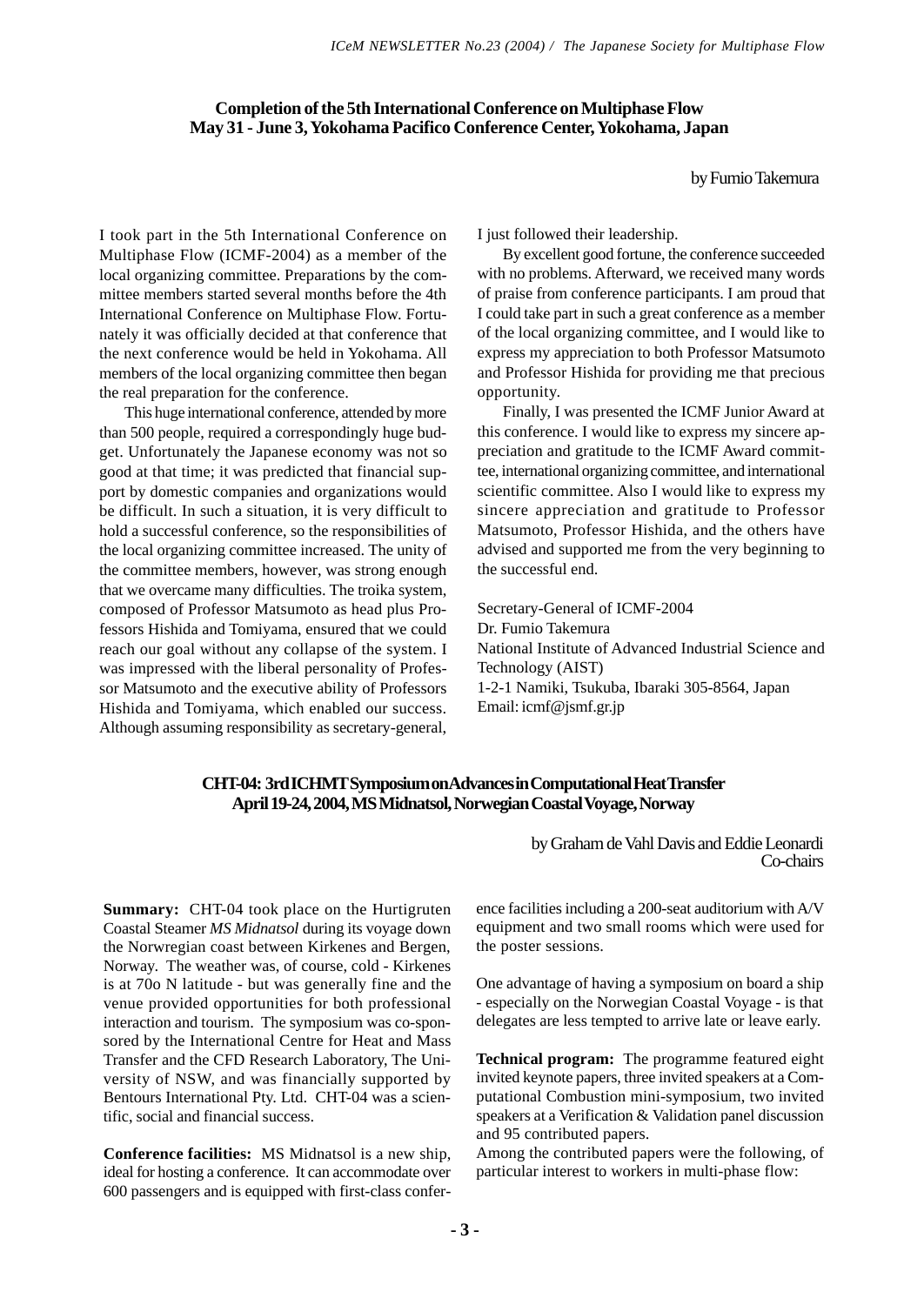## Completion of the 5th International Conference on Multiphase Flow
## May 31 - June 3, Yokohama Pacifico Conference Center, Yokohama, Japan

by Fumio Takemura

I took part in the 5th International Conference on Multiphase Flow (ICMF-2004) as a member of the local organizing committee. Preparations by the committee members started several months before the 4th International Conference on Multiphase Flow. Fortunately it was officially decided at that conference that the next conference would be held in Yokohama. All members of the local organizing committee then began the real preparation for the conference.

This huge international conference, attended by more than 500 people, required a correspondingly huge budget. Unfortunately the Japanese economy was not so good at that time; it was predicted that financial support by domestic companies and organizations would be difficult. In such a situation, it is very difficult to hold a successful conference, so the responsibilities of the local organizing committee increased. The unity of the committee members, however, was strong enough that we overcame many difficulties. The troika system, composed of Professor Matsumoto as head plus Professors Hishida and Tomiyama, ensured that we could reach our goal without any collapse of the system. I was impressed with the liberal personality of Professor Matsumoto and the executive ability of Professors Hishida and Tomiyama, which enabled our success. Although assuming responsibility as secretary-general, I just followed their leadership.

By excellent good fortune, the conference succeeded with no problems. Afterward, we received many words of praise from conference participants. I am proud that I could take part in such a great conference as a member of the local organizing committee, and I would like to express my appreciation to both Professor Matsumoto and Professor Hishida for providing me that precious opportunity.

Finally, I was presented the ICMF Junior Award at this conference. I would like to express my sincere appreciation and gratitude to the ICMF Award committee, international organizing committee, and international scientific committee. Also I would like to express my sincere appreciation and gratitude to Professor Matsumoto, Professor Hishida, and the others have advised and supported me from the very beginning to the successful end.

Secretary-General of ICMF-2004
Dr. Fumio Takemura
National Institute of Advanced Industrial Science and Technology (AIST)
1-2-1 Namiki, Tsukuba, Ibaraki 305-8564, Japan
Email: icmf@jsmf.gr.jp

## CHT-04: 3rd ICHMT Symposium on Advances in Computational Heat Transfer
## April 19-24, 2004, MS Midnatsol, Norwegian Coastal Voyage, Norway

by Graham de Vahl Davis and Eddie Leonardi
Co-chairs

**Summary:** CHT-04 took place on the Hurtigruten Coastal Steamer *MS Midnatsol* during its voyage down the Norwregian coast between Kirkenes and Bergen, Norway. The weather was, of course, cold - Kirkenes is at 70o N latitude - but was generally fine and the venue provided opportunities for both professional interaction and tourism. The symposium was co-sponsored by the International Centre for Heat and Mass Transfer and the CFD Research Laboratory, The University of NSW, and was financially supported by Bentours International Pty. Ltd. CHT-04 was a scientific, social and financial success.

**Conference facilities:** MS Midnatsol is a new ship, ideal for hosting a conference. It can accommodate over 600 passengers and is equipped with first-class conference facilities including a 200-seat auditorium with A/V equipment and two small rooms which were used for the poster sessions.

One advantage of having a symposium on board a ship - especially on the Norwegian Coastal Voyage - is that delegates are less tempted to arrive late or leave early.

**Technical program:** The programme featured eight invited keynote papers, three invited speakers at a Computational Combustion mini-symposium, two invited speakers at a Verification & Validation panel discussion and 95 contributed papers.

Among the contributed papers were the following, of particular interest to workers in multi-phase flow: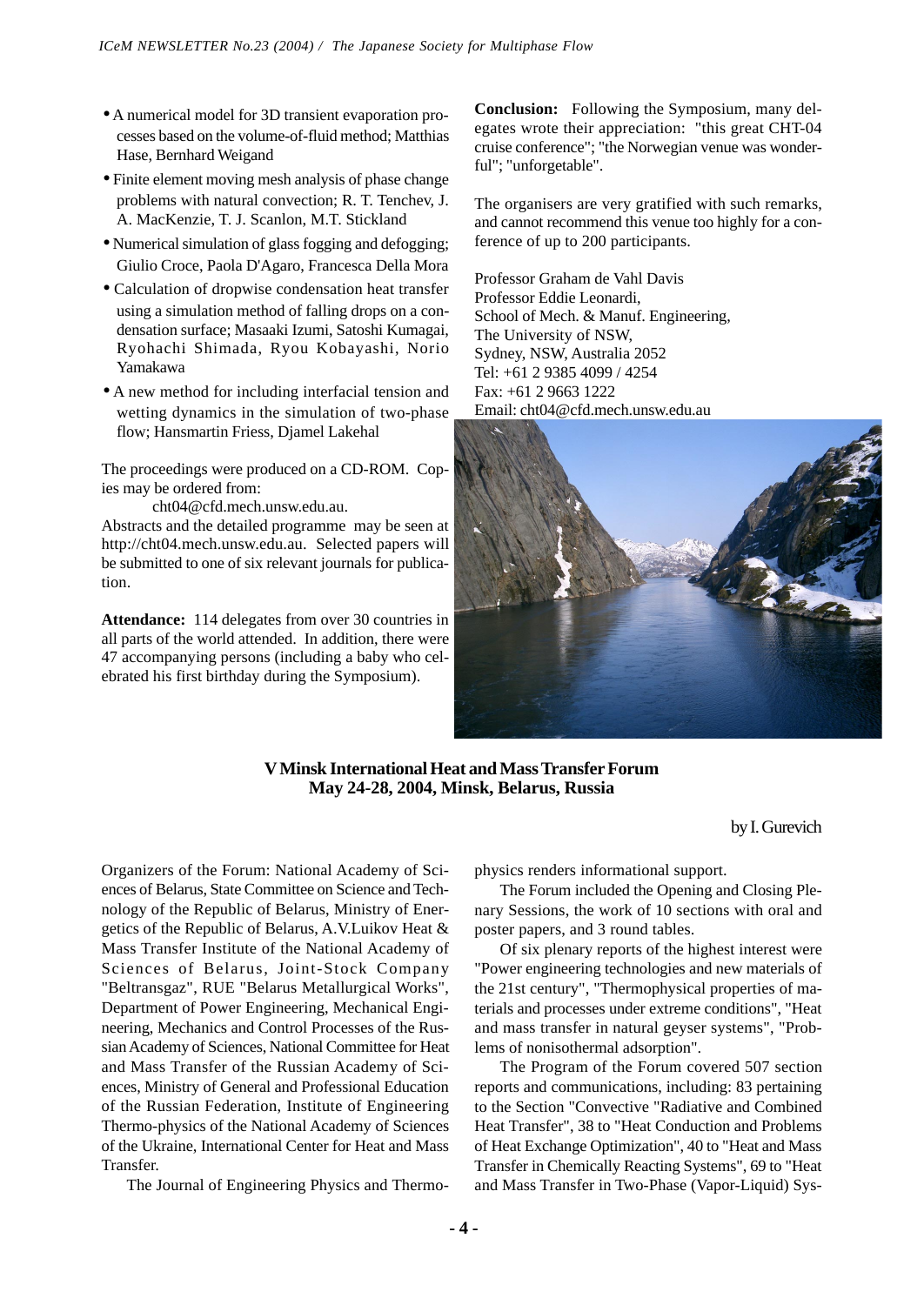- A numerical model for 3D transient evaporation processes based on the volume-of-fluid method; Matthias Hase, Bernhard Weigand
- Finite element moving mesh analysis of phase change problems with natural convection; R. T. Tenchev, J. A. MacKenzie, T. J. Scanlon, M.T. Stickland
- Numerical simulation of glass fogging and defogging; Giulio Croce, Paola D'Agaro, Francesca Della Mora
- Calculation of dropwise condensation heat transfer using a simulation method of falling drops on a condensation surface; Masaaki Izumi, Satoshi Kumagai, Ryohachi Shimada, Ryou Kobayashi, Norio Yamakawa
- A new method for including interfacial tension and wetting dynamics in the simulation of two-phase flow; Hansmartin Friess, Djamel Lakehal

The proceedings were produced on a CD-ROM. Copies may be ordered from:

cht04@cfd.mech.unsw.edu.au.

Abstracts and the detailed programme may be seen at http://cht04.mech.unsw.edu.au. Selected papers will be submitted to one of six relevant journals for publication.

**Attendance:** 114 delegates from over 30 countries in all parts of the world attended. In addition, there were 47 accompanying persons (including a baby who celebrated his first birthday during the Symposium).

**Conclusion:** Following the Symposium, many delegates wrote their appreciation: "this great CHT-04 cruise conference"; "the Norwegian venue was wonderful"; "unforgetable".

The organisers are very gratified with such remarks, and cannot recommend this venue too highly for a conference of up to 200 participants.

Professor Graham de Vahl Davis
Professor Eddie Leonardi,
School of Mech. & Manuf. Engineering,
The University of NSW,
Sydney, NSW, Australia 2052
Tel: +61 2 9385 4099 / 4254
Fax: +61 2 9663 1222
Email: cht04@cfd.mech.unsw.edu.au

## V Minsk International Heat and Mass Transfer Forum
## May 24-28, 2004, Minsk, Belarus, Russia

by I. Gurevich

Organizers of the Forum: National Academy of Sciences of Belarus, State Committee on Science and Technology of the Republic of Belarus, Ministry of Energetics of the Republic of Belarus, A.V.Luikov Heat & Mass Transfer Institute of the National Academy of Sciences of Belarus, Joint-Stock Company "Beltransgaz", RUE "Belarus Metallurgical Works", Department of Power Engineering, Mechanical Engineering, Mechanics and Control Processes of the Russian Academy of Sciences, National Committee for Heat and Mass Transfer of the Russian Academy of Sciences, Ministry of General and Professional Education of the Russian Federation, Institute of Engineering Thermo-physics of the National Academy of Sciences of the Ukraine, International Center for Heat and Mass Transfer.

The Journal of Engineering Physics and Thermophysics renders informational support.

The Forum included the Opening and Closing Plenary Sessions, the work of 10 sections with oral and poster papers, and 3 round tables.

Of six plenary reports of the highest interest were "Power engineering technologies and new materials of the 21st century", "Thermophysical properties of materials and processes under extreme conditions", "Heat and mass transfer in natural geyser systems", "Problems of nonisothermal adsorption".

The Program of the Forum covered 507 section reports and communications, including: 83 pertaining to the Section "Convective "Radiative and Combined Heat Transfer", 38 to "Heat Conduction and Problems of Heat Exchange Optimization", 40 to "Heat and Mass Transfer in Chemically Reacting Systems", 69 to "Heat and Mass Transfer in Two-Phase (Vapor-Liquid) Sys-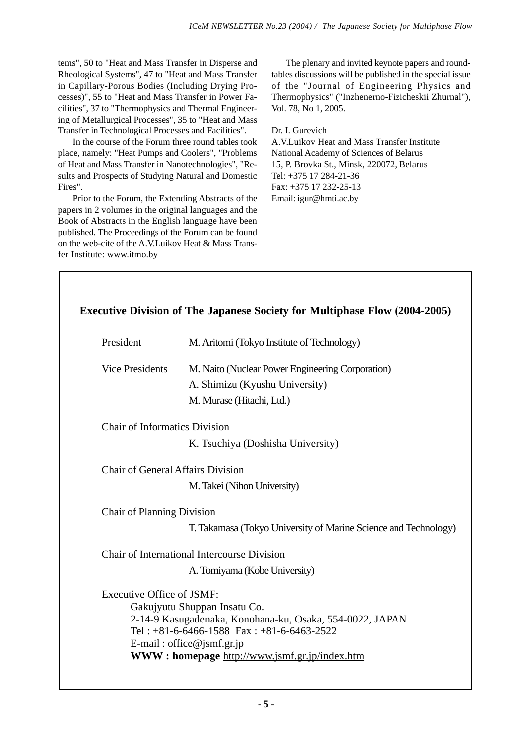tems", 50 to "Heat and Mass Transfer in Disperse and Rheological Systems", 47 to "Heat and Mass Transfer in Capillary-Porous Bodies (Including Drying Processes)", 55 to "Heat and Mass Transfer in Power Facilities", 37 to "Thermophysics and Thermal Engineering of Metallurgical Processes", 35 to "Heat and Mass Transfer in Technological Processes and Facilities".

In the course of the Forum three round tables took place, namely: "Heat Pumps and Coolers", "Problems of Heat and Mass Transfer in Nanotechnologies", "Results and Prospects of Studying Natural and Domestic Fires".

Prior to the Forum, the Extending Abstracts of the papers in 2 volumes in the original languages and the Book of Abstracts in the English language have been published. The Proceedings of the Forum can be found on the web-cite of the A.V.Luikov Heat & Mass Transfer Institute: www.itmo.by

The plenary and invited keynote papers and round-tables discussions will be published in the special issue of the "Journal of Engineering Physics and Thermophysics" ("Inzhenerno-Fizicheskii Zhurnal"), Vol. 78, No 1, 2005.

Dr. I. Gurevich
A.V.Luikov Heat and Mass Transfer Institute
National Academy of Sciences of Belarus
15, P. Brovka St., Minsk, 220072, Belarus
Tel: +375 17 284-21-36
Fax: +375 17 232-25-13
Email: igur@hmti.ac.by

## Executive Division of The Japanese Society for Multiphase Flow (2004-2005)

President: M. Aritomi (Tokyo Institute of Technology)

Vice Presidents: M. Naito (Nuclear Power Engineering Corporation)
A. Shimizu (Kyushu University)
M. Murase (Hitachi, Ltd.)

Chair of Informatics Division
K. Tsuchiya (Doshisha University)

Chair of General Affairs Division
M. Takei (Nihon University)

Chair of Planning Division
T. Takamasa (Tokyo University of Marine Science and Technology)

Chair of International Intercourse Division
A. Tomiyama (Kobe University)

Executive Office of JSMF:
Gakujyutu Shuppan Insatu Co.
2-14-9 Kasugadenaka, Konohana-ku, Osaka, 554-0022, JAPAN
Tel : +81-6-6466-1588 Fax : +81-6-6463-2522
E-mail : office@jsmf.gr.jp
**WWW : homepage** http://www.jsmf.gr.jp/index.htm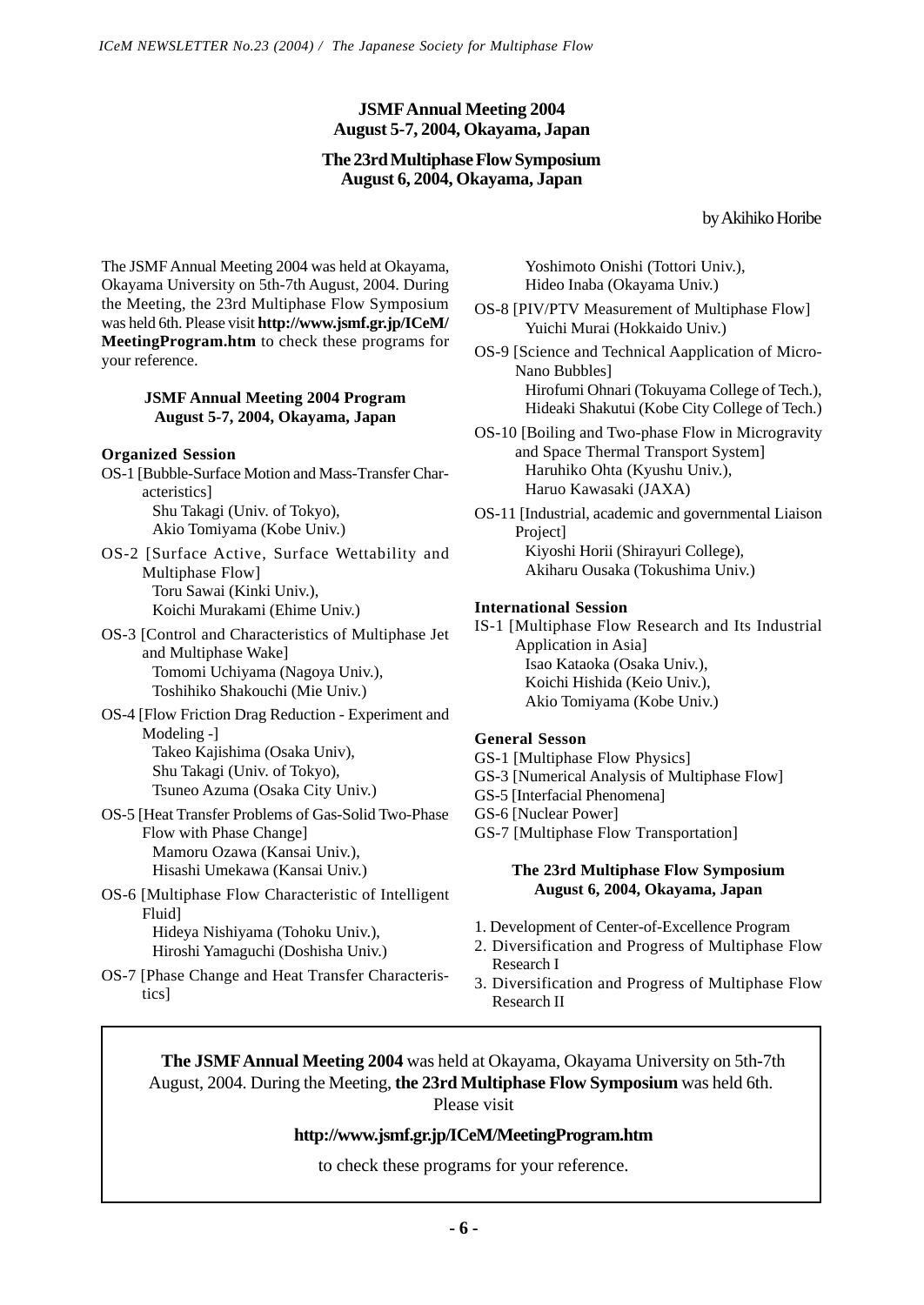## JSMF Annual Meeting 2004
## August 5-7, 2004, Okayama, Japan

## The 23rd Multiphase Flow Symposium
## August 6, 2004, Okayama, Japan

by Akihiko Horibe

The JSMF Annual Meeting 2004 was held at Okayama, Okayama University on 5th-7th August, 2004. During the Meeting, the 23rd Multiphase Flow Symposium was held 6th. Please visit **http://www.jsmf.gr.jp/ICeM/MeetingProgram.htm** to check these programs for your reference.

### JSMF Annual Meeting 2004 Program
### August 5-7, 2004, Okayama, Japan

#### Organized Session

OS-1 [Bubble-Surface Motion and Mass-Transfer Characteristics]
Shu Takagi (Univ. of Tokyo),
Akio Tomiyama (Kobe Univ.)

OS-2 [Surface Active, Surface Wettability and Multiphase Flow]
Toru Sawai (Kinki Univ.),
Koichi Murakami (Ehime Univ.)

OS-3 [Control and Characteristics of Multiphase Jet and Multiphase Wake]
Tomomi Uchiyama (Nagoya Univ.),
Toshihiko Shakouchi (Mie Univ.)

OS-4 [Flow Friction Drag Reduction - Experiment and Modeling -]
Takeo Kajishima (Osaka Univ),
Shu Takagi (Univ. of Tokyo),
Tsuneo Azuma (Osaka City Univ.)

OS-5 [Heat Transfer Problems of Gas-Solid Two-Phase Flow with Phase Change]
Mamoru Ozawa (Kansai Univ.),
Hisashi Umekawa (Kansai Univ.)

OS-6 [Multiphase Flow Characteristic of Intelligent Fluid]
Hideya Nishiyama (Tohoku Univ.),
Hiroshi Yamaguchi (Doshisha Univ.)

OS-7 [Phase Change and Heat Transfer Characteristics]
Yoshimoto Onishi (Tottori Univ.),
Hideo Inaba (Okayama Univ.)

OS-8 [PIV/PTV Measurement of Multiphase Flow]
Yuichi Murai (Hokkaido Univ.)

OS-9 [Science and Technical Aapplication of Micro-Nano Bubbles]
Hirofumi Ohnari (Tokuyama College of Tech.),
Hideaki Shakutui (Kobe City College of Tech.)

OS-10 [Boiling and Two-phase Flow in Microgravity and Space Thermal Transport System]
Haruhiko Ohta (Kyushu Univ.),
Haruo Kawasaki (JAXA)

OS-11 [Industrial, academic and governmental Liaison Project]
Kiyoshi Horii (Shirayuri College),
Akiharu Ousaka (Tokushima Univ.)

#### International Session

IS-1 [Multiphase Flow Research and Its Industrial Application in Asia]
Isao Kataoka (Osaka Univ.),
Koichi Hishida (Keio Univ.),
Akio Tomiyama (Kobe Univ.)

#### General Sesson

GS-1 [Multiphase Flow Physics]
GS-3 [Numerical Analysis of Multiphase Flow]
GS-5 [Interfacial Phenomena]
GS-6 [Nuclear Power]
GS-7 [Multiphase Flow Transportation]

### The 23rd Multiphase Flow Symposium
### August 6, 2004, Okayama, Japan

1. Development of Center-of-Excellence Program
2. Diversification and Progress of Multiphase Flow Research I
3. Diversification and Progress of Multiphase Flow Research II

**The JSMF Annual Meeting 2004** was held at Okayama, Okayama University on 5th-7th August, 2004. During the Meeting, **the 23rd Multiphase Flow Symposium** was held 6th. Please visit

**http://www.jsmf.gr.jp/ICeM/MeetingProgram.htm**

to check these programs for your reference.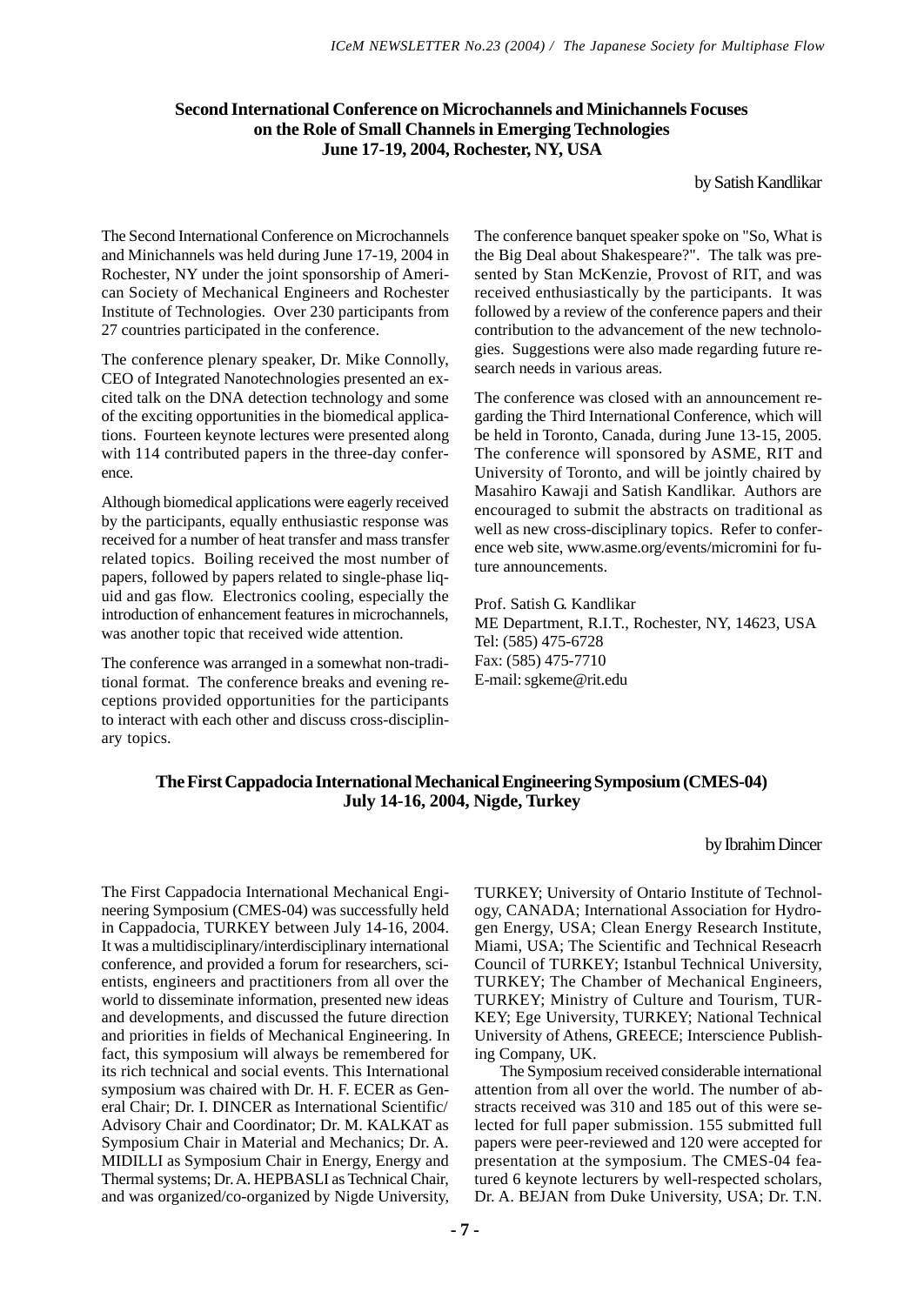## Second International Conference on Microchannels and Minichannels Focuses on the Role of Small Channels in Emerging Technologies
## June 17-19, 2004, Rochester, NY, USA

by Satish Kandlikar

The Second International Conference on Microchannels and Minichannels was held during June 17-19, 2004 in Rochester, NY under the joint sponsorship of American Society of Mechanical Engineers and Rochester Institute of Technologies. Over 230 participants from 27 countries participated in the conference.

The conference plenary speaker, Dr. Mike Connolly, CEO of Integrated Nanotechnologies presented an excited talk on the DNA detection technology and some of the exciting opportunities in the biomedical applications. Fourteen keynote lectures were presented along with 114 contributed papers in the three-day conference.

Although biomedical applications were eagerly received by the participants, equally enthusiastic response was received for a number of heat transfer and mass transfer related topics. Boiling received the most number of papers, followed by papers related to single-phase liquid and gas flow. Electronics cooling, especially the introduction of enhancement features in microchannels, was another topic that received wide attention.

The conference was arranged in a somewhat non-traditional format. The conference breaks and evening receptions provided opportunities for the participants to interact with each other and discuss cross-disciplinary topics.

The conference banquet speaker spoke on "So, What is the Big Deal about Shakespeare?". The talk was presented by Stan McKenzie, Provost of RIT, and was received enthusiastically by the participants. It was followed by a review of the conference papers and their contribution to the advancement of the new technologies. Suggestions were also made regarding future research needs in various areas.

The conference was closed with an announcement regarding the Third International Conference, which will be held in Toronto, Canada, during June 13-15, 2005. The conference will sponsored by ASME, RIT and University of Toronto, and will be jointly chaired by Masahiro Kawaji and Satish Kandlikar. Authors are encouraged to submit the abstracts on traditional as well as new cross-disciplinary topics. Refer to conference web site, www.asme.org/events/micromini for future announcements.

Prof. Satish G. Kandlikar
ME Department, R.I.T., Rochester, NY, 14623, USA
Tel: (585) 475-6728
Fax: (585) 475-7710
E-mail: sgkeme@rit.edu

## The First Cappadocia International Mechanical Engineering Symposium (CMES-04)
## July 14-16, 2004, Nigde, Turkey

by Ibrahim Dincer

The First Cappadocia International Mechanical Engineering Symposium (CMES-04) was successfully held in Cappadocia, TURKEY between July 14-16, 2004. It was a multidisciplinary/interdisciplinary international conference, and provided a forum for researchers, scientists, engineers and practitioners from all over the world to disseminate information, presented new ideas and developments, and discussed the future direction and priorities in fields of Mechanical Engineering. In fact, this symposium will always be remembered for its rich technical and social events. This International symposium was chaired with Dr. H. F. ECER as General Chair; Dr. I. DINCER as International Scientific/Advisory Chair and Coordinator; Dr. M. KALKAT as Symposium Chair in Material and Mechanics; Dr. A. MIDILLI as Symposium Chair in Energy, Energy and Thermal systems; Dr. A. HEPBASLI as Technical Chair, and was organized/co-organized by Nigde University, TURKEY; University of Ontario Institute of Technology, CANADA; International Association for Hydrogen Energy, USA; Clean Energy Research Institute, Miami, USA; The Scientific and Technical Reseacrh Council of TURKEY; Istanbul Technical University, TURKEY; The Chamber of Mechanical Engineers, TURKEY; Ministry of Culture and Tourism, TURKEY; Ege University, TURKEY; National Technical University of Athens, GREECE; Interscience Publishing Company, UK.

The Symposium received considerable international attention from all over the world. The number of abstracts received was 310 and 185 out of this were selected for full paper submission. 155 submitted full papers were peer-reviewed and 120 were accepted for presentation at the symposium. The CMES-04 featured 6 keynote lecturers by well-respected scholars, Dr. A. BEJAN from Duke University, USA; Dr. T.N.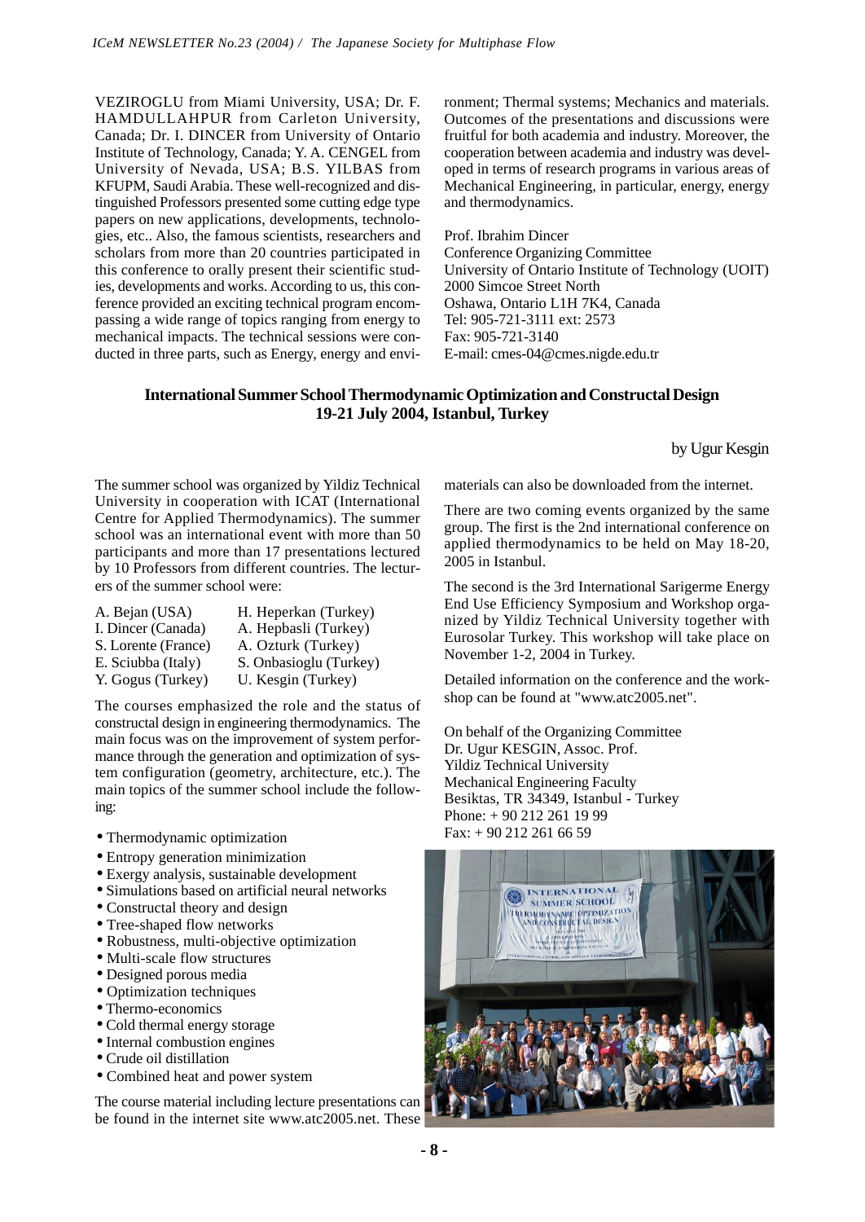VEZIROGLU from Miami University, USA; Dr. F. HAMDULLAHPUR from Carleton University, Canada; Dr. I. DINCER from University of Ontario Institute of Technology, Canada; Y. A. CENGEL from University of Nevada, USA; B.S. YILBAS from KFUPM, Saudi Arabia. These well-recognized and distinguished Professors presented some cutting edge type papers on new applications, developments, technologies, etc.. Also, the famous scientists, researchers and scholars from more than 20 countries participated in this conference to orally present their scientific studies, developments and works. According to us, this conference provided an exciting technical program encompassing a wide range of topics ranging from energy to mechanical impacts. The technical sessions were conducted in three parts, such as Energy, energy and environment; Thermal systems; Mechanics and materials. Outcomes of the presentations and discussions were fruitful for both academia and industry. Moreover, the cooperation between academia and industry was developed in terms of research programs in various areas of Mechanical Engineering, in particular, energy, energy and thermodynamics.

Prof. Ibrahim Dincer
Conference Organizing Committee
University of Ontario Institute of Technology (UOIT)
2000 Simcoe Street North
Oshawa, Ontario L1H 7K4, Canada
Tel: 905-721-3111 ext: 2573
Fax: 905-721-3140
E-mail: cmes-04@cmes.nigde.edu.tr

## International Summer School Thermodynamic Optimization and Constructal Design 19-21 July 2004, Istanbul, Turkey

by Ugur Kesgin

The summer school was organized by Yildiz Technical University in cooperation with ICAT (International Centre for Applied Thermodynamics). The summer school was an international event with more than 50 participants and more than 17 presentations lectured by 10 Professors from different countries. The lecturers of the summer school were:

| | |
|---|---|
| A. Bejan (USA) | H. Heperkan (Turkey) |
| I. Dincer (Canada) | A. Hepbasli (Turkey) |
| S. Lorente (France) | A. Ozturk (Turkey) |
| E. Sciubba (Italy) | S. Onbasioglu (Turkey) |
| Y. Gogus (Turkey) | U. Kesgin (Turkey) |

The courses emphasized the role and the status of constructal design in engineering thermodynamics. The main focus was on the improvement of system performance through the generation and optimization of system configuration (geometry, architecture, etc.). The main topics of the summer school include the following:

- Thermodynamic optimization
- Entropy generation minimization
- Exergy analysis, sustainable development
- Simulations based on artificial neural networks
- Constructal theory and design
- Tree-shaped flow networks
- Robustness, multi-objective optimization
- Multi-scale flow structures
- Designed porous media
- Optimization techniques
- Thermo-economics
- Cold thermal energy storage
- Internal combustion engines
- Crude oil distillation
- Combined heat and power system

The course material including lecture presentations can be found in the internet site www.atc2005.net. These materials can also be downloaded from the internet.

There are two coming events organized by the same group. The first is the 2nd international conference on applied thermodynamics to be held on May 18-20, 2005 in Istanbul.

The second is the 3rd International Sarigerme Energy End Use Efficiency Symposium and Workshop organized by Yildiz Technical University together with Eurosolar Turkey. This workshop will take place on November 1-2, 2004 in Turkey.

Detailed information on the conference and the workshop can be found at "www.atc2005.net".

On behalf of the Organizing Committee
Dr. Ugur KESGIN, Assoc. Prof.
Yildiz Technical University
Mechanical Engineering Faculty
Besiktas, TR 34349, Istanbul - Turkey
Phone: + 90 212 261 19 99
Fax: + 90 212 261 66 59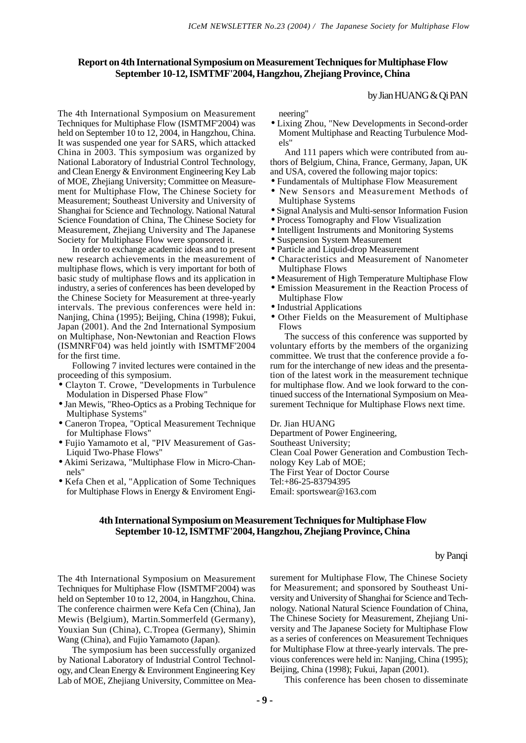## Report on 4th International Symposium on Measurement Techniques for Multiphase Flow September 10-12, ISMTMF'2004, Hangzhou, Zhejiang Province, China

by Jian HUANG & Qi PAN

The 4th International Symposium on Measurement Techniques for Multiphase Flow (ISMTMF'2004) was held on September 10 to 12, 2004, in Hangzhou, China. It was suspended one year for SARS, which attacked China in 2003. This symposium was organized by National Laboratory of Industrial Control Technology, and Clean Energy & Environment Engineering Key Lab of MOE, Zhejiang University; Committee on Measurement for Multiphase Flow, The Chinese Society for Measurement; Southeast University and University of Shanghai for Science and Technology. National Natural Science Foundation of China, The Chinese Society for Measurement, Zhejiang University and The Japanese Society for Multiphase Flow were sponsored it.

In order to exchange academic ideas and to present new research achievements in the measurement of multiphase flows, which is very important for both of basic study of multiphase flows and its application in industry, a series of conferences has been developed by the Chinese Society for Measurement at three-yearly intervals. The previous conferences were held in: Nanjing, China (1995); Beijing, China (1998); Fukui, Japan (2001). And the 2nd International Symposium on Multiphase, Non-Newtonian and Reaction Flows (ISMNRF'04) was held jointly with ISMTMF'2004 for the first time.

Following 7 invited lectures were contained in the proceeding of this symposium.

- Clayton T. Crowe, "Developments in Turbulence Modulation in Dispersed Phase Flow"
- Jan Mewis, "Rheo-Optics as a Probing Technique for Multiphase Systems"
- Caneron Tropea, "Optical Measurement Technique for Multiphase Flows"
- Fujio Yamamoto et al, "PIV Measurement of Gas-Liquid Two-Phase Flows"
- Akimi Serizawa, "Multiphase Flow in Micro-Channels"
- Kefa Chen et al, "Application of Some Techniques for Multiphase Flows in Energy & Enviroment Engineering"
- Lixing Zhou, "New Developments in Second-order Moment Multiphase and Reacting Turbulence Models"

And 111 papers which were contributed from authors of Belgium, China, France, Germany, Japan, UK and USA, covered the following major topics:

- Fundamentals of Multiphase Flow Measurement
- New Sensors and Measurement Methods of Multiphase Systems
- Signal Analysis and Multi-sensor Information Fusion
- Process Tomography and Flow Visualization
- Intelligent Instruments and Monitoring Systems
- Suspension System Measurement
- Particle and Liquid-drop Measurement
- Characteristics and Measurement of Nanometer Multiphase Flows
- Measurement of High Temperature Multiphase Flow
- Emission Measurement in the Reaction Process of Multiphase Flow
- Industrial Applications
- Other Fields on the Measurement of Multiphase Flows

The success of this conference was supported by voluntary efforts by the members of the organizing committee. We trust that the conference provide a forum for the interchange of new ideas and the presentation of the latest work in the measurement technique for multiphase flow. And we look forward to the continued success of the International Symposium on Measurement Technique for Multiphase Flows next time.

Dr. Jian HUANG
Department of Power Engineering,
Southeast University;
Clean Coal Power Generation and Combustion Technology Key Lab of MOE;
The First Year of Doctor Course
Tel:+86-25-83794395
Email: sportswear@163.com

## 4th International Symposium on Measurement Techniques for Multiphase Flow September 10-12, ISMTMF'2004, Hangzhou, Zhejiang Province, China

by Panqi

The 4th International Symposium on Measurement Techniques for Multiphase Flow (ISMTMF'2004) was held on September 10 to 12, 2004, in Hangzhou, China. The conference chairmen were Kefa Cen (China), Jan Mewis (Belgium), Martin.Sommerfeld (Germany), Youxian Sun (China), C.Tropea (Germany), Shimin Wang (China), and Fujio Yamamoto (Japan).

The symposium has been successfully organized by National Laboratory of Industrial Control Technology, and Clean Energy & Environment Engineering Key Lab of MOE, Zhejiang University, Committee on Measurement for Multiphase Flow, The Chinese Society for Measurement; and sponsored by Southeast University and University of Shanghai for Science and Technology. National Natural Science Foundation of China, The Chinese Society for Measurement, Zhejiang University and The Japanese Society for Multiphase Flow as a series of conferences on Measurement Techniques for Multiphase Flow at three-yearly intervals. The previous conferences were held in: Nanjing, China (1995); Beijing, China (1998); Fukui, Japan (2001).

This conference has been chosen to disseminate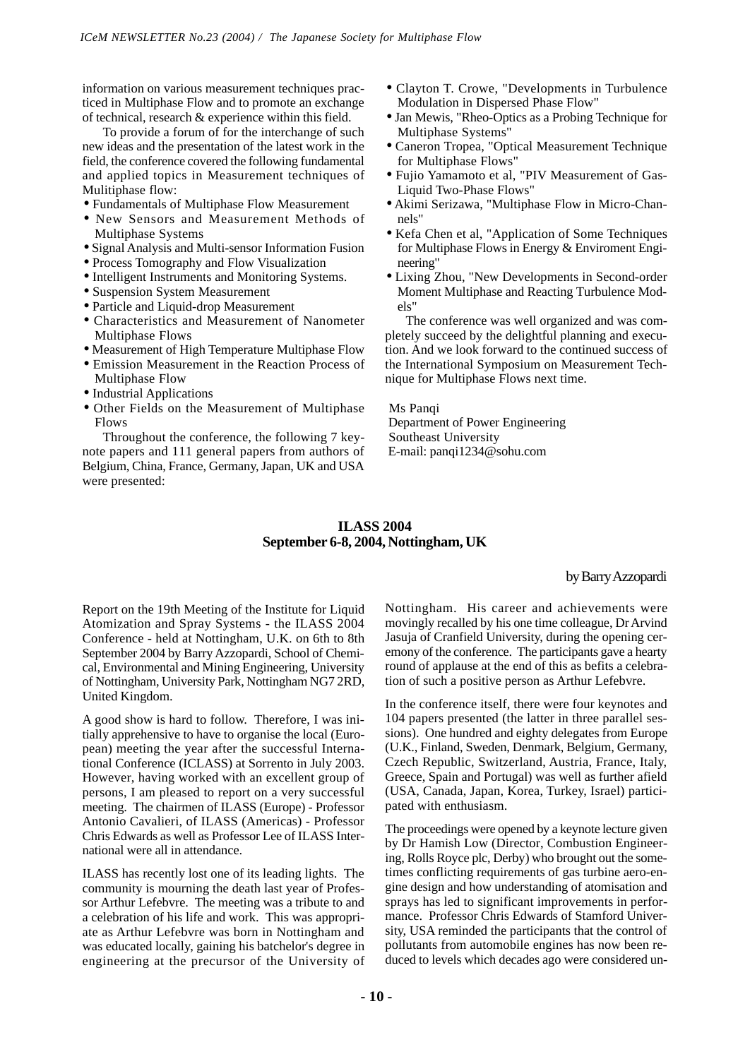information on various measurement techniques practiced in Multiphase Flow and to promote an exchange of technical, research & experience within this field.

To provide a forum of for the interchange of such new ideas and the presentation of the latest work in the field, the conference covered the following fundamental and applied topics in Measurement techniques of Mulitiphase flow:

- Fundamentals of Multiphase Flow Measurement
- New Sensors and Measurement Methods of Multiphase Systems
- Signal Analysis and Multi-sensor Information Fusion
- Process Tomography and Flow Visualization
- Intelligent Instruments and Monitoring Systems.
- Suspension System Measurement
- Particle and Liquid-drop Measurement
- Characteristics and Measurement of Nanometer Multiphase Flows
- Measurement of High Temperature Multiphase Flow
- Emission Measurement in the Reaction Process of Multiphase Flow
- Industrial Applications
- Other Fields on the Measurement of Multiphase Flows

Throughout the conference, the following 7 keynote papers and 111 general papers from authors of Belgium, China, France, Germany, Japan, UK and USA were presented:

- Clayton T. Crowe, "Developments in Turbulence Modulation in Dispersed Phase Flow"
- Jan Mewis, "Rheo-Optics as a Probing Technique for Multiphase Systems"
- Caneron Tropea, "Optical Measurement Technique for Multiphase Flows"
- Fujio Yamamoto et al, "PIV Measurement of Gas-Liquid Two-Phase Flows"
- Akimi Serizawa, "Multiphase Flow in Micro-Channels"
- Kefa Chen et al, "Application of Some Techniques for Multiphase Flows in Energy & Enviroment Engineering"
- Lixing Zhou, "New Developments in Second-order Moment Multiphase and Reacting Turbulence Models"

The conference was well organized and was completely succeed by the delightful planning and execution. And we look forward to the continued success of the International Symposium on Measurement Technique for Multiphase Flows next time.

Ms Panqi
Department of Power Engineering
Southeast University
E-mail: panqi1234@sohu.com

## ILASS 2004
## September 6-8, 2004, Nottingham, UK

by Barry Azzopardi

Report on the 19th Meeting of the Institute for Liquid Atomization and Spray Systems - the ILASS 2004 Conference - held at Nottingham, U.K. on 6th to 8th September 2004 by Barry Azzopardi, School of Chemical, Environmental and Mining Engineering, University of Nottingham, University Park, Nottingham NG7 2RD, United Kingdom.

A good show is hard to follow. Therefore, I was initially apprehensive to have to organise the local (European) meeting the year after the successful International Conference (ICLASS) at Sorrento in July 2003. However, having worked with an excellent group of persons, I am pleased to report on a very successful meeting. The chairmen of ILASS (Europe) - Professor Antonio Cavalieri, of ILASS (Americas) - Professor Chris Edwards as well as Professor Lee of ILASS International were all in attendance.

ILASS has recently lost one of its leading lights. The community is mourning the death last year of Professor Arthur Lefebvre. The meeting was a tribute to and a celebration of his life and work. This was appropriate as Arthur Lefebvre was born in Nottingham and was educated locally, gaining his batchelor's degree in engineering at the precursor of the University of Nottingham. His career and achievements were movingly recalled by his one time colleague, Dr Arvind Jasuja of Cranfield University, during the opening ceremony of the conference. The participants gave a hearty round of applause at the end of this as befits a celebration of such a positive person as Arthur Lefebvre.

In the conference itself, there were four keynotes and 104 papers presented (the latter in three parallel sessions). One hundred and eighty delegates from Europe (U.K., Finland, Sweden, Denmark, Belgium, Germany, Czech Republic, Switzerland, Austria, France, Italy, Greece, Spain and Portugal) was well as further afield (USA, Canada, Japan, Korea, Turkey, Israel) participated with enthusiasm.

The proceedings were opened by a keynote lecture given by Dr Hamish Low (Director, Combustion Engineering, Rolls Royce plc, Derby) who brought out the sometimes conflicting requirements of gas turbine aero-engine design and how understanding of atomisation and sprays has led to significant improvements in performance. Professor Chris Edwards of Stamford University, USA reminded the participants that the control of pollutants from automobile engines has now been reduced to levels which decades ago were considered un-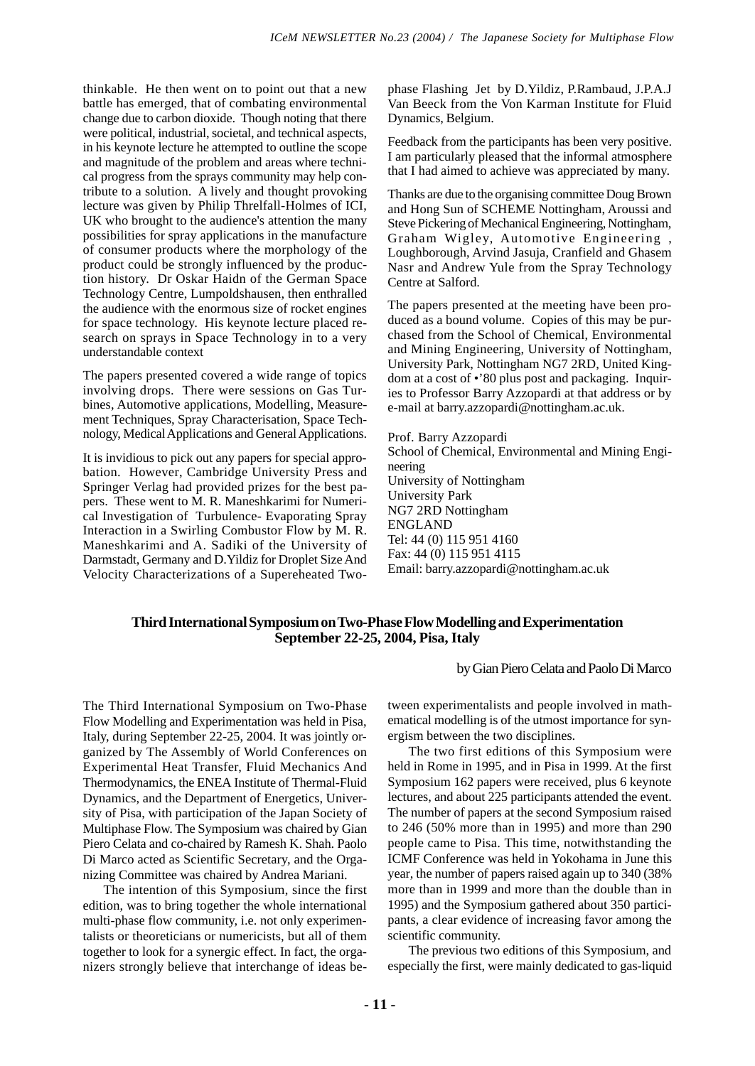thinkable. He then went on to point out that a new battle has emerged, that of combating environmental change due to carbon dioxide. Though noting that there were political, industrial, societal, and technical aspects, in his keynote lecture he attempted to outline the scope and magnitude of the problem and areas where technical progress from the sprays community may help contribute to a solution. A lively and thought provoking lecture was given by Philip Threlfall-Holmes of ICI, UK who brought to the audience's attention the many possibilities for spray applications in the manufacture of consumer products where the morphology of the product could be strongly influenced by the production history. Dr Oskar Haidn of the German Space Technology Centre, Lumpoldshausen, then enthralled the audience with the enormous size of rocket engines for space technology. His keynote lecture placed research on sprays in Space Technology in to a very understandable context

The papers presented covered a wide range of topics involving drops. There were sessions on Gas Turbines, Automotive applications, Modelling, Measurement Techniques, Spray Characterisation, Space Technology, Medical Applications and General Applications.

It is invidious to pick out any papers for special approbation. However, Cambridge University Press and Springer Verlag had provided prizes for the best papers. These went to M. R. Maneshkarimi for Numerical Investigation of Turbulence- Evaporating Spray Interaction in a Swirling Combustor Flow by M. R. Maneshkarimi and A. Sadiki of the University of Darmstadt, Germany and D.Yildiz for Droplet Size And Velocity Characterizations of a Supereheated Two-phase Flashing Jet by D.Yildiz, P.Rambaud, J.P.A.J Van Beeck from the Von Karman Institute for Fluid Dynamics, Belgium.

Feedback from the participants has been very positive. I am particularly pleased that the informal atmosphere that I had aimed to achieve was appreciated by many.

Thanks are due to the organising committee Doug Brown and Hong Sun of SCHEME Nottingham, Aroussi and Steve Pickering of Mechanical Engineering, Nottingham, Graham Wigley, Automotive Engineering , Loughborough, Arvind Jasuja, Cranfield and Ghasem Nasr and Andrew Yule from the Spray Technology Centre at Salford.

The papers presented at the meeting have been produced as a bound volume. Copies of this may be purchased from the School of Chemical, Environmental and Mining Engineering, University of Nottingham, University Park, Nottingham NG7 2RD, United Kingdom at a cost of •'80 plus post and packaging. Inquiries to Professor Barry Azzopardi at that address or by e-mail at barry.azzopardi@nottingham.ac.uk.

Prof. Barry Azzopardi
School of Chemical, Environmental and Mining Engineering
University of Nottingham
University Park
NG7 2RD Nottingham
ENGLAND
Tel: 44 (0) 115 951 4160
Fax: 44 (0) 115 951 4115
Email: barry.azzopardi@nottingham.ac.uk

## Third International Symposium on Two-Phase Flow Modelling and Experimentation September 22-25, 2004, Pisa, Italy

by Gian Piero Celata and Paolo Di Marco

The Third International Symposium on Two-Phase Flow Modelling and Experimentation was held in Pisa, Italy, during September 22-25, 2004. It was jointly organized by The Assembly of World Conferences on Experimental Heat Transfer, Fluid Mechanics And Thermodynamics, the ENEA Institute of Thermal-Fluid Dynamics, and the Department of Energetics, University of Pisa, with participation of the Japan Society of Multiphase Flow. The Symposium was chaired by Gian Piero Celata and co-chaired by Ramesh K. Shah. Paolo Di Marco acted as Scientific Secretary, and the Organizing Committee was chaired by Andrea Mariani.

The intention of this Symposium, since the first edition, was to bring together the whole international multi-phase flow community, i.e. not only experimentalists or theoreticians or numericists, but all of them together to look for a synergic effect. In fact, the organizers strongly believe that interchange of ideas between experimentalists and people involved in mathematical modelling is of the utmost importance for synergism between the two disciplines.

The two first editions of this Symposium were held in Rome in 1995, and in Pisa in 1999. At the first Symposium 162 papers were received, plus 6 keynote lectures, and about 225 participants attended the event. The number of papers at the second Symposium raised to 246 (50% more than in 1995) and more than 290 people came to Pisa. This time, notwithstanding the ICMF Conference was held in Yokohama in June this year, the number of papers raised again up to 340 (38% more than in 1999 and more than the double than in 1995) and the Symposium gathered about 350 participants, a clear evidence of increasing favor among the scientific community.

The previous two editions of this Symposium, and especially the first, were mainly dedicated to gas-liquid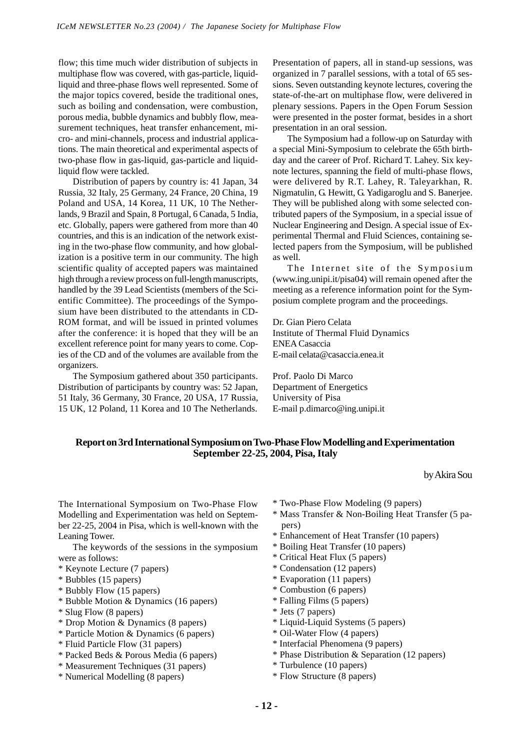flow; this time much wider distribution of subjects in multiphase flow was covered, with gas-particle, liquid-liquid and three-phase flows well represented. Some of the major topics covered, beside the traditional ones, such as boiling and condensation, were combustion, porous media, bubble dynamics and bubbly flow, measurement techniques, heat transfer enhancement, micro- and mini-channels, process and industrial applications. The main theoretical and experimental aspects of two-phase flow in gas-liquid, gas-particle and liquid-liquid flow were tackled.

Distribution of papers by country is: 41 Japan, 34 Russia, 32 Italy, 25 Germany, 24 France, 20 China, 19 Poland and USA, 14 Korea, 11 UK, 10 The Netherlands, 9 Brazil and Spain, 8 Portugal, 6 Canada, 5 India, etc. Globally, papers were gathered from more than 40 countries, and this is an indication of the network existing in the two-phase flow community, and how globalization is a positive term in our community. The high scientific quality of accepted papers was maintained high through a review process on full-length manuscripts, handled by the 39 Lead Scientists (members of the Scientific Committee). The proceedings of the Symposium have been distributed to the attendants in CD-ROM format, and will be issued in printed volumes after the conference: it is hoped that they will be an excellent reference point for many years to come. Copies of the CD and of the volumes are available from the organizers.

The Symposium gathered about 350 participants. Distribution of participants by country was: 52 Japan, 51 Italy, 36 Germany, 30 France, 20 USA, 17 Russia, 15 UK, 12 Poland, 11 Korea and 10 The Netherlands.

Presentation of papers, all in stand-up sessions, was organized in 7 parallel sessions, with a total of 65 sessions. Seven outstanding keynote lectures, covering the state-of-the-art on multiphase flow, were delivered in plenary sessions. Papers in the Open Forum Session were presented in the poster format, besides in a short presentation in an oral session.

The Symposium had a follow-up on Saturday with a special Mini-Symposium to celebrate the 65th birthday and the career of Prof. Richard T. Lahey. Six keynote lectures, spanning the field of multi-phase flows, were delivered by R.T. Lahey, R. Taleyarkhan, R. Nigmatulin, G. Hewitt, G. Yadigaroglu and S. Banerjee. They will be published along with some selected contributed papers of the Symposium, in a special issue of Nuclear Engineering and Design. A special issue of Experimental Thermal and Fluid Sciences, containing selected papers from the Symposium, will be published as well.

The Internet site of the Symposium (www.ing.unipi.it/pisa04) will remain opened after the meeting as a reference information point for the Symposium complete program and the proceedings.

Dr. Gian Piero Celata
Institute of Thermal Fluid Dynamics
ENEA Casaccia
E-mail celata@casaccia.enea.it

Prof. Paolo Di Marco
Department of Energetics
University of Pisa
E-mail p.dimarco@ing.unipi.it

## Report on 3rd International Symposium on Two-Phase Flow Modelling and Experimentation September 22-25, 2004, Pisa, Italy

by Akira Sou

The International Symposium on Two-Phase Flow Modelling and Experimentation was held on September 22-25, 2004 in Pisa, which is well-known with the Leaning Tower.

The keywords of the sessions in the symposium were as follows:

* Keynote Lecture (7 papers)
* Bubbles (15 papers)
* Bubbly Flow (15 papers)
* Bubble Motion & Dynamics (16 papers)
* Slug Flow (8 papers)
* Drop Motion & Dynamics (8 papers)
* Particle Motion & Dynamics (6 papers)
* Fluid Particle Flow (31 papers)
* Packed Beds & Porous Media (6 papers)
* Measurement Techniques (31 papers)
* Numerical Modelling (8 papers)
* Two-Phase Flow Modeling (9 papers)
* Mass Transfer & Non-Boiling Heat Transfer (5 papers)
* Enhancement of Heat Transfer (10 papers)
* Boiling Heat Transfer (10 papers)
* Critical Heat Flux (5 papers)
* Condensation (12 papers)
* Evaporation (11 papers)
* Combustion (6 papers)
* Falling Films (5 papers)
* Jets (7 papers)
* Liquid-Liquid Systems (5 papers)
* Oil-Water Flow (4 papers)
* Interfacial Phenomena (9 papers)
* Phase Distribution & Separation (12 papers)
* Turbulence (10 papers)
* Flow Structure (8 papers)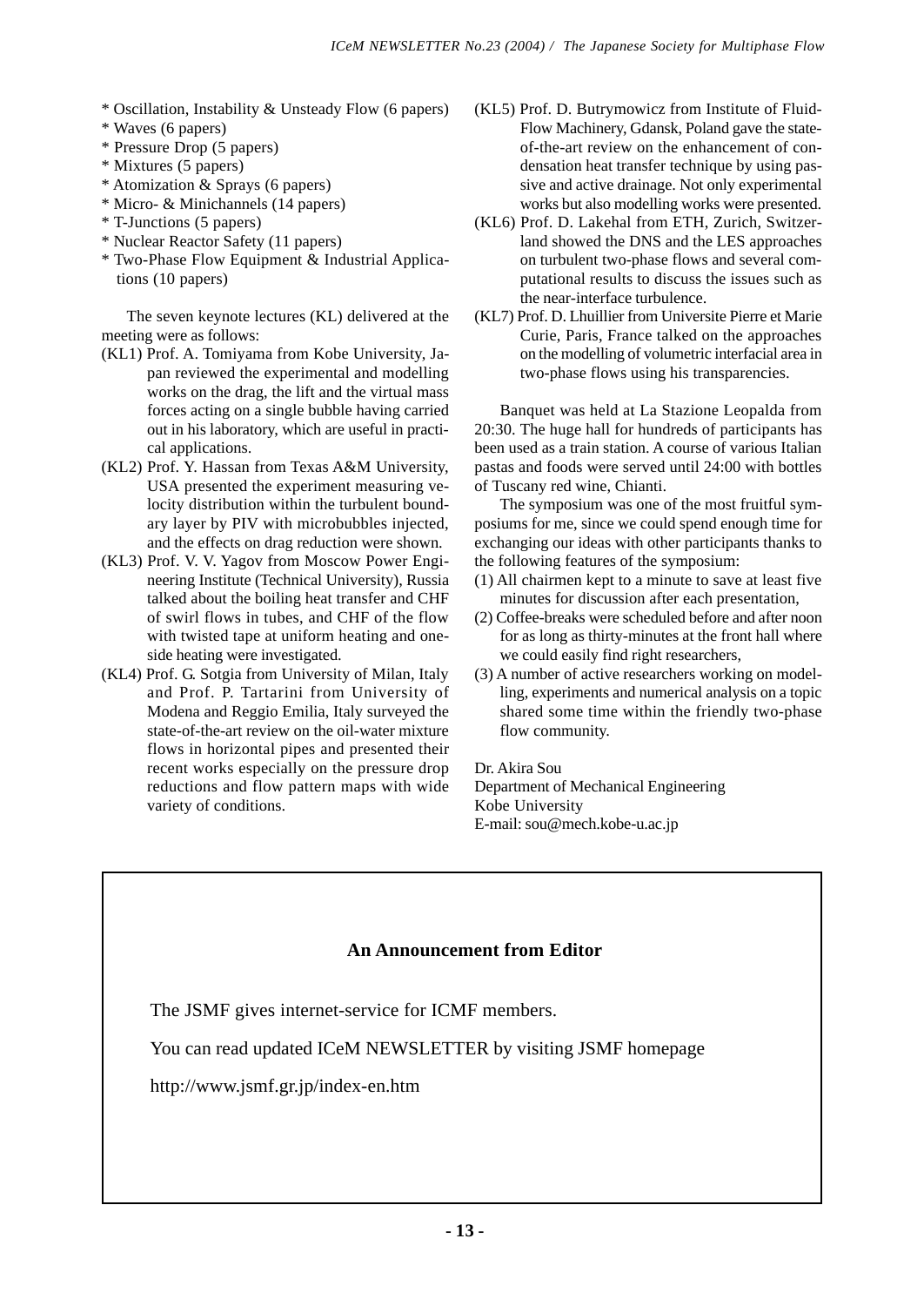* Oscillation, Instability & Unsteady Flow (6 papers)
* Waves (6 papers)
* Pressure Drop (5 papers)
* Mixtures (5 papers)
* Atomization & Sprays (6 papers)
* Micro- & Minichannels (14 papers)
* T-Junctions (5 papers)
* Nuclear Reactor Safety (11 papers)
* Two-Phase Flow Equipment & Industrial Applications (10 papers)

The seven keynote lectures (KL) delivered at the meeting were as follows:

(KL1) Prof. A. Tomiyama from Kobe University, Japan reviewed the experimental and modelling works on the drag, the lift and the virtual mass forces acting on a single bubble having carried out in his laboratory, which are useful in practical applications.

(KL2) Prof. Y. Hassan from Texas A&M University, USA presented the experiment measuring velocity distribution within the turbulent boundary layer by PIV with microbubbles injected, and the effects on drag reduction were shown.

(KL3) Prof. V. V. Yagov from Moscow Power Engineering Institute (Technical University), Russia talked about the boiling heat transfer and CHF of swirl flows in tubes, and CHF of the flow with twisted tape at uniform heating and one-side heating were investigated.

(KL4) Prof. G. Sotgia from University of Milan, Italy and Prof. P. Tartarini from University of Modena and Reggio Emilia, Italy surveyed the state-of-the-art review on the oil-water mixture flows in horizontal pipes and presented their recent works especially on the pressure drop reductions and flow pattern maps with wide variety of conditions.

(KL5) Prof. D. Butrymowicz from Institute of Fluid-Flow Machinery, Gdansk, Poland gave the state-of-the-art review on the enhancement of condensation heat transfer technique by using passive and active drainage. Not only experimental works but also modelling works were presented.

(KL6) Prof. D. Lakehal from ETH, Zurich, Switzerland showed the DNS and the LES approaches on turbulent two-phase flows and several computational results to discuss the issues such as the near-interface turbulence.

(KL7) Prof. D. Lhuillier from Universite Pierre et Marie Curie, Paris, France talked on the approaches on the modelling of volumetric interfacial area in two-phase flows using his transparencies.

Banquet was held at La Stazione Leopalda from 20:30. The huge hall for hundreds of participants has been used as a train station. A course of various Italian pastas and foods were served until 24:00 with bottles of Tuscany red wine, Chianti.

The symposium was one of the most fruitful symposiums for me, since we could spend enough time for exchanging our ideas with other participants thanks to the following features of the symposium:

(1) All chairmen kept to a minute to save at least five minutes for discussion after each presentation,

(2) Coffee-breaks were scheduled before and after noon for as long as thirty-minutes at the front hall where we could easily find right researchers,

(3) A number of active researchers working on modelling, experiments and numerical analysis on a topic shared some time within the friendly two-phase flow community.

Dr. Akira Sou
Department of Mechanical Engineering
Kobe University
E-mail: sou@mech.kobe-u.ac.jp

---

**An Announcement from Editor**

The JSMF gives internet-service for ICMF members.

You can read updated ICeM NEWSLETTER by visiting JSMF homepage

http://www.jsmf.gr.jp/index-en.htm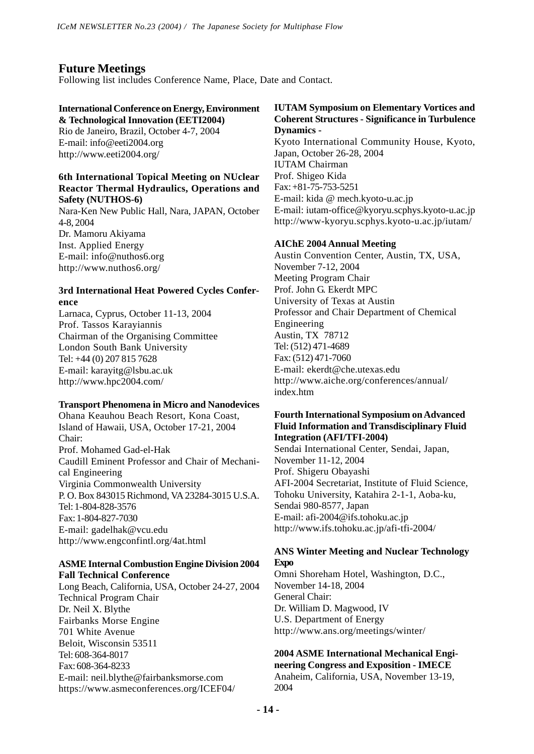## Future Meetings

Following list includes Conference Name, Place, Date and Contact.

**International Conference on Energy, Environment & Technological Innovation (EETI2004)**
Rio de Janeiro, Brazil, October 4-7, 2004
E-mail: info@eeti2004.org
http://www.eeti2004.org/

**6th International Topical Meeting on NUclear Reactor Thermal Hydraulics, Operations and Safety (NUTHOS-6)**
Nara-Ken New Public Hall, Nara, JAPAN, October 4-8, 2004
Dr. Mamoru Akiyama
Inst. Applied Energy
E-mail: info@nuthos6.org
http://www.nuthos6.org/

**3rd International Heat Powered Cycles Conference**
Larnaca, Cyprus, October 11-13, 2004
Prof. Tassos Karayiannis
Chairman of the Organising Committee
London South Bank University
Tel: +44 (0) 207 815 7628
E-mail: karayitg@lsbu.ac.uk
http://www.hpc2004.com/

**Transport Phenomena in Micro and Nanodevices**
Ohana Keauhou Beach Resort, Kona Coast, Island of Hawaii, USA, October 17-21, 2004
Chair:
Prof. Mohamed Gad-el-Hak
Caudill Eminent Professor and Chair of Mechanical Engineering
Virginia Commonwealth University
P. O. Box 843015 Richmond, VA 23284-3015 U.S.A.
Tel: 1-804-828-3576
Fax: 1-804-827-7030
E-mail: gadelhak@vcu.edu
http://www.engconfintl.org/4at.html

**ASME Internal Combustion Engine Division 2004 Fall Technical Conference**
Long Beach, California, USA, October 24-27, 2004
Technical Program Chair
Dr. Neil X. Blythe
Fairbanks Morse Engine
701 White Avenue
Beloit, Wisconsin 53511
Tel: 608-364-8017
Fax: 608-364-8233
E-mail: neil.blythe@fairbanksmorse.com
https://www.asmeconferences.org/ICEF04/

**IUTAM Symposium on Elementary Vortices and Coherent Structures - Significance in Turbulence Dynamics -**
Kyoto International Community House, Kyoto, Japan, October 26-28, 2004
IUTAM Chairman
Prof. Shigeo Kida
Fax: +81-75-753-5251
E-mail: kida @ mech.kyoto-u.ac.jp
E-mail: iutam-office@kyoryu.scphys.kyoto-u.ac.jp
http://www-kyoryu.scphys.kyoto-u.ac.jp/iutam/

**AIChE 2004 Annual Meeting**
Austin Convention Center, Austin, TX, USA, November 7-12, 2004
Meeting Program Chair
Prof. John G. Ekerdt MPC
University of Texas at Austin
Professor and Chair Department of Chemical Engineering
Austin, TX 78712
Tel: (512) 471-4689
Fax: (512) 471-7060
E-mail: ekerdt@che.utexas.edu
http://www.aiche.org/conferences/annual/index.htm

**Fourth International Symposium on Advanced Fluid Information and Transdisciplinary Fluid Integration (AFI/TFI-2004)**
Sendai International Center, Sendai, Japan, November 11-12, 2004
Prof. Shigeru Obayashi
AFI-2004 Secretariat, Institute of Fluid Science, Tohoku University, Katahira 2-1-1, Aoba-ku, Sendai 980-8577, Japan
E-mail: afi-2004@ifs.tohoku.ac.jp
http://www.ifs.tohoku.ac.jp/afi-tfi-2004/

**ANS Winter Meeting and Nuclear Technology Expo**
Omni Shoreham Hotel, Washington, D.C., November 14-18, 2004
General Chair:
Dr. William D. Magwood, IV
U.S. Department of Energy
http://www.ans.org/meetings/winter/

**2004 ASME International Mechanical Engineering Congress and Exposition - IMECE**
Anaheim, California, USA, November 13-19, 2004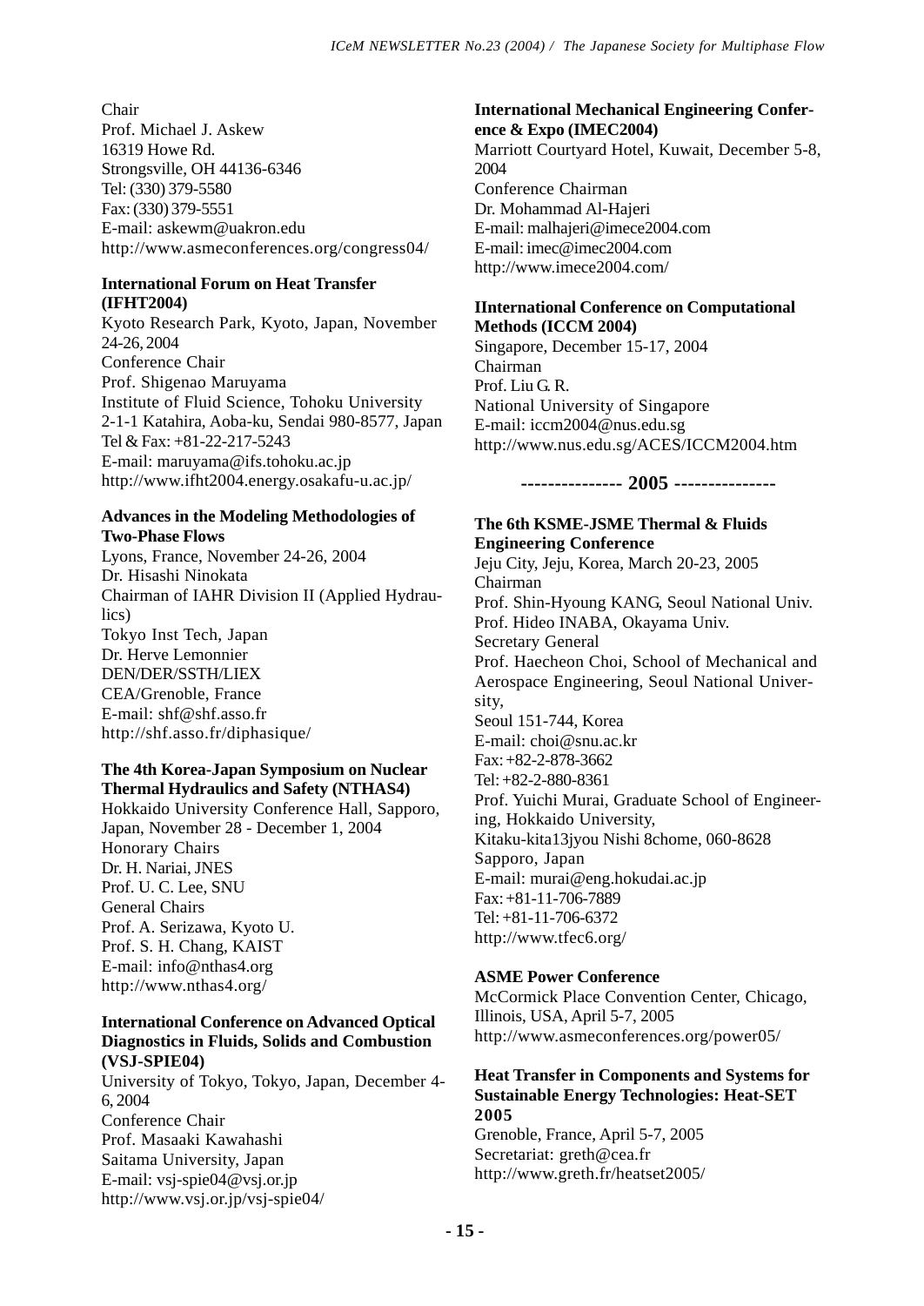Chair
Prof. Michael J. Askew
16319 Howe Rd.
Strongsville, OH 44136-6346
Tel: (330) 379-5580
Fax: (330) 379-5551
E-mail: askewm@uakron.edu
http://www.asmeconferences.org/congress04/

**International Forum on Heat Transfer (IFHT2004)**
Kyoto Research Park, Kyoto, Japan, November 24-26, 2004
Conference Chair
Prof. Shigenao Maruyama
Institute of Fluid Science, Tohoku University
2-1-1 Katahira, Aoba-ku, Sendai 980-8577, Japan
Tel & Fax: +81-22-217-5243
E-mail: maruyama@ifs.tohoku.ac.jp
http://www.ifht2004.energy.osakafu-u.ac.jp/

**Advances in the Modeling Methodologies of Two-Phase Flows**
Lyons, France, November 24-26, 2004
Dr. Hisashi Ninokata
Chairman of IAHR Division II (Applied Hydraulics)
Tokyo Inst Tech, Japan
Dr. Herve Lemonnier
DEN/DER/SSTH/LIEX
CEA/Grenoble, France
E-mail: shf@shf.asso.fr
http://shf.asso.fr/diphasique/

**The 4th Korea-Japan Symposium on Nuclear Thermal Hydraulics and Safety (NTHAS4)**
Hokkaido University Conference Hall, Sapporo, Japan, November 28 - December 1, 2004
Honorary Chairs
Dr. H. Nariai, JNES
Prof. U. C. Lee, SNU
General Chairs
Prof. A. Serizawa, Kyoto U.
Prof. S. H. Chang, KAIST
E-mail: info@nthas4.org
http://www.nthas4.org/

**International Conference on Advanced Optical Diagnostics in Fluids, Solids and Combustion (VSJ-SPIE04)**
University of Tokyo, Tokyo, Japan, December 4-6, 2004
Conference Chair
Prof. Masaaki Kawahashi
Saitama University, Japan
E-mail: vsj-spie04@vsj.or.jp
http://www.vsj.or.jp/vsj-spie04/

**International Mechanical Engineering Conference & Expo (IMEC2004)**
Marriott Courtyard Hotel, Kuwait, December 5-8, 2004
Conference Chairman
Dr. Mohammad Al-Hajeri
E-mail: malhajeri@imece2004.com
E-mail: imec@imec2004.com
http://www.imece2004.com/

**IInternational Conference on Computational Methods (ICCM 2004)**
Singapore, December 15-17, 2004
Chairman
Prof. Liu G. R.
National University of Singapore
E-mail: iccm2004@nus.edu.sg
http://www.nus.edu.sg/ACES/ICCM2004.htm

**--------------- 2005 ---------------**

**The 6th KSME-JSME Thermal & Fluids Engineering Conference**
Jeju City, Jeju, Korea, March 20-23, 2005
Chairman
Prof. Shin-Hyoung KANG, Seoul National Univ.
Prof. Hideo INABA, Okayama Univ.
Secretary General
Prof. Haecheon Choi, School of Mechanical and Aerospace Engineering, Seoul National University,
Seoul 151-744, Korea
E-mail: choi@snu.ac.kr
Fax: +82-2-878-3662
Tel: +82-2-880-8361
Prof. Yuichi Murai, Graduate School of Engineering, Hokkaido University,
Kitaku-kita13jyou Nishi 8chome, 060-8628
Sapporo, Japan
E-mail: murai@eng.hokudai.ac.jp
Fax: +81-11-706-7889
Tel: +81-11-706-6372
http://www.tfec6.org/

**ASME Power Conference**
McCormick Place Convention Center, Chicago, Illinois, USA, April 5-7, 2005
http://www.asmeconferences.org/power05/

**Heat Transfer in Components and Systems for Sustainable Energy Technologies: Heat-SET 2005**
Grenoble, France, April 5-7, 2005
Secretariat: greth@cea.fr
http://www.greth.fr/heatset2005/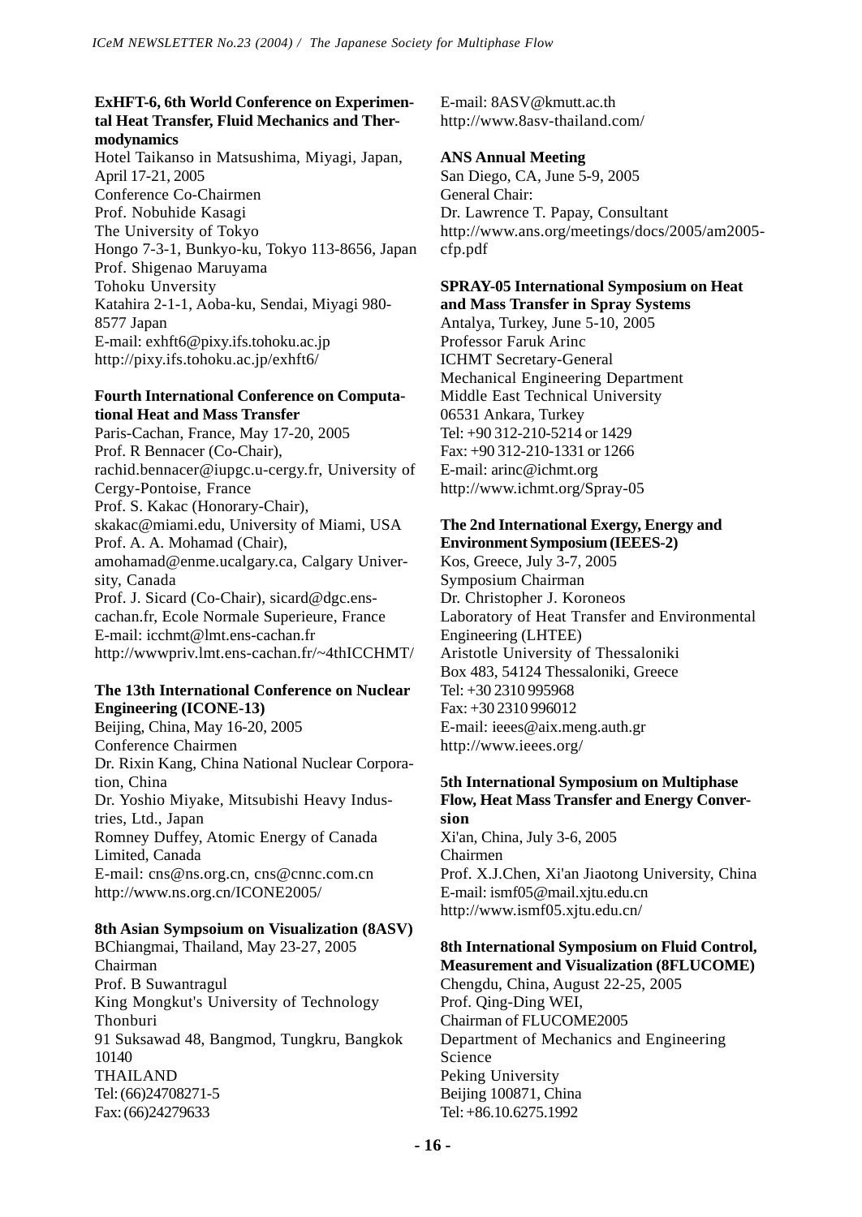**ExHFT-6, 6th World Conference on Experimental Heat Transfer, Fluid Mechanics and Thermodynamics**
Hotel Taikanso in Matsushima, Miyagi, Japan, April 17-21, 2005
Conference Co-Chairmen
Prof. Nobuhide Kasagi
The University of Tokyo
Hongo 7-3-1, Bunkyo-ku, Tokyo 113-8656, Japan
Prof. Shigenao Maruyama
Tohoku Unversity
Katahira 2-1-1, Aoba-ku, Sendai, Miyagi 980-8577 Japan
E-mail: exhft6@pixy.ifs.tohoku.ac.jp
http://pixy.ifs.tohoku.ac.jp/exhft6/

**Fourth International Conference on Computational Heat and Mass Transfer**
Paris-Cachan, France, May 17-20, 2005
Prof. R Bennacer (Co-Chair), rachid.bennacer@iupgc.u-cergy.fr, University of Cergy-Pontoise, France
Prof. S. Kakac (Honorary-Chair), skakac@miami.edu, University of Miami, USA
Prof. A. A. Mohamad (Chair), amohamad@enme.ucalgary.ca, Calgary University, Canada
Prof. J. Sicard (Co-Chair), sicard@dgc.ens-cachan.fr, Ecole Normale Superieure, France
E-mail: icchmt@lmt.ens-cachan.fr
http://wwwpriv.lmt.ens-cachan.fr/~4thICCHMT/

**The 13th International Conference on Nuclear Engineering (ICONE-13)**
Beijing, China, May 16-20, 2005
Conference Chairmen
Dr. Rixin Kang, China National Nuclear Corporation, China
Dr. Yoshio Miyake, Mitsubishi Heavy Industries, Ltd., Japan
Romney Duffey, Atomic Energy of Canada Limited, Canada
E-mail: cns@ns.org.cn, cns@cnnc.com.cn
http://www.ns.org.cn/ICONE2005/

**8th Asian Sympsoium on Visualization (8ASV)**
BChiangmai, Thailand, May 23-27, 2005
Chairman
Prof. B Suwantragul
King Mongkut's University of Technology Thonburi
91 Suksawad 48, Bangmod, Tungkru, Bangkok 10140
THAILAND
Tel: (66)24708271-5
Fax: (66)24279633
E-mail: 8ASV@kmutt.ac.th
http://www.8asv-thailand.com/

**ANS Annual Meeting**
San Diego, CA, June 5-9, 2005
General Chair:
Dr. Lawrence T. Papay, Consultant
http://www.ans.org/meetings/docs/2005/am2005-cfp.pdf

**SPRAY-05 International Symposium on Heat and Mass Transfer in Spray Systems**
Antalya, Turkey, June 5-10, 2005
Professor Faruk Arinc
ICHMT Secretary-General
Mechanical Engineering Department
Middle East Technical University
06531 Ankara, Turkey
Tel: +90 312-210-5214 or 1429
Fax: +90 312-210-1331 or 1266
E-mail: arinc@ichmt.org
http://www.ichmt.org/Spray-05

**The 2nd International Exergy, Energy and Environment Symposium (IEEES-2)**
Kos, Greece, July 3-7, 2005
Symposium Chairman
Dr. Christopher J. Koroneos
Laboratory of Heat Transfer and Environmental Engineering (LHTEE)
Aristotle University of Thessaloniki
Box 483, 54124 Thessaloniki, Greece
Tel: +30 2310 995968
Fax: +30 2310 996012
E-mail: ieees@aix.meng.auth.gr
http://www.ieees.org/

**5th International Symposium on Multiphase Flow, Heat Mass Transfer and Energy Conversion**
Xi'an, China, July 3-6, 2005
Chairmen
Prof. X.J.Chen, Xi'an Jiaotong University, China
E-mail: ismf05@mail.xjtu.edu.cn
http://www.ismf05.xjtu.edu.cn/

**8th International Symposium on Fluid Control, Measurement and Visualization (8FLUCOME)**
Chengdu, China, August 22-25, 2005
Prof. Qing-Ding WEI,
Chairman of FLUCOME2005
Department of Mechanics and Engineering Science
Peking University
Beijing 100871, China
Tel: +86.10.6275.1992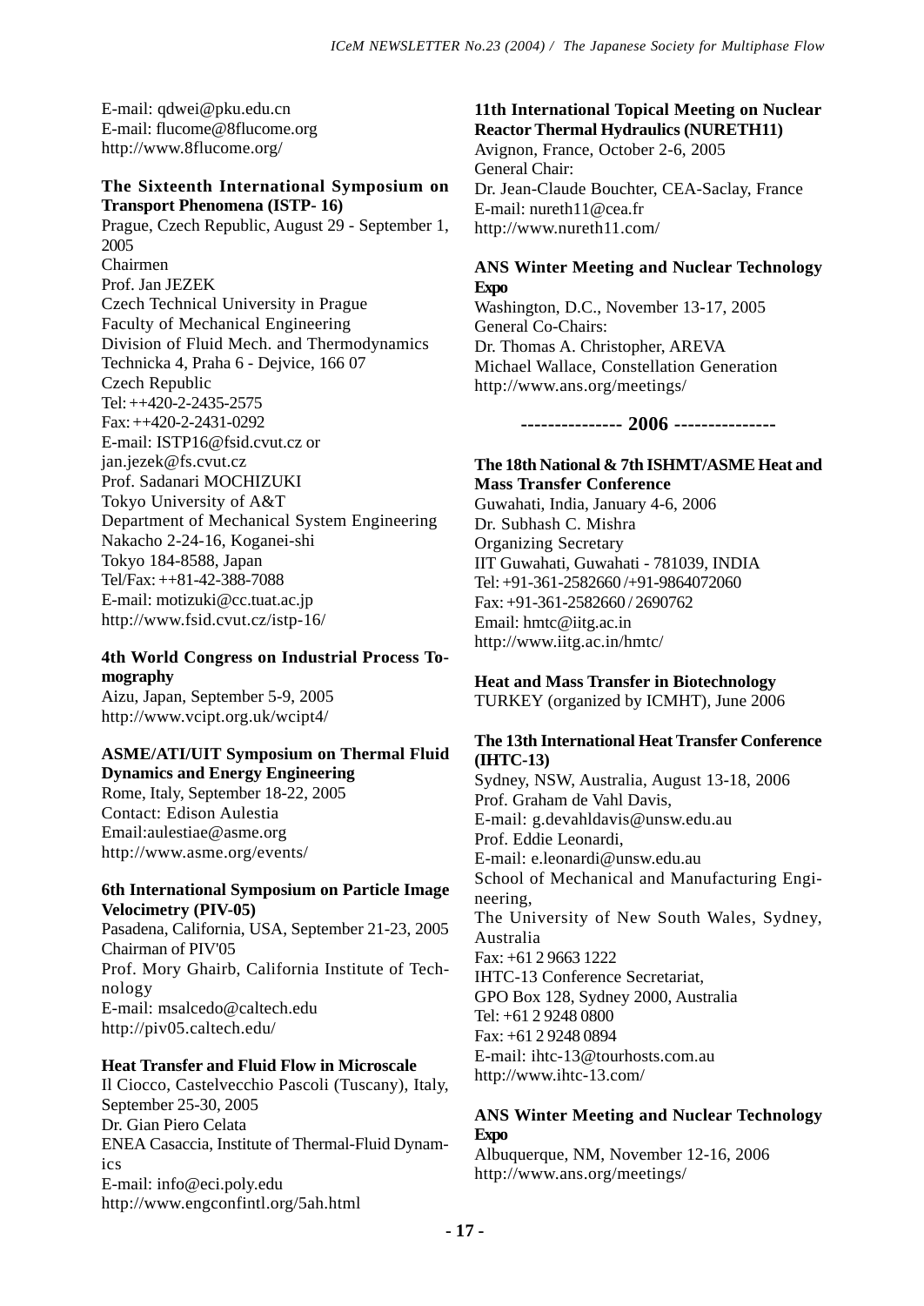E-mail: qdwei@pku.edu.cn
E-mail: flucome@8flucome.org
http://www.8flucome.org/

**The Sixteenth International Symposium on Transport Phenomena (ISTP- 16)**

Prague, Czech Republic, August 29 - September 1, 2005
Chairmen
Prof. Jan JEZEK
Czech Technical University in Prague
Faculty of Mechanical Engineering
Division of Fluid Mech. and Thermodynamics
Technicka 4, Praha 6 - Dejvice, 166 07
Czech Republic
Tel: ++420-2-2435-2575
Fax: ++420-2-2431-0292
E-mail: ISTP16@fsid.cvut.cz or
jan.jezek@fs.cvut.cz
Prof. Sadanari MOCHIZUKI
Tokyo University of A&T
Department of Mechanical System Engineering
Nakacho 2-24-16, Koganei-shi
Tokyo 184-8588, Japan
Tel/Fax: ++81-42-388-7088
E-mail: motizuki@cc.tuat.ac.jp
http://www.fsid.cvut.cz/istp-16/

**4th World Congress on Industrial Process Tomography**

Aizu, Japan, September 5-9, 2005
http://www.vcipt.org.uk/wcipt4/

**ASME/ATI/UIT Symposium on Thermal Fluid Dynamics and Energy Engineering**

Rome, Italy, September 18-22, 2005
Contact: Edison Aulestia
Email:aulestiae@asme.org
http://www.asme.org/events/

**6th International Symposium on Particle Image Velocimetry (PIV-05)**

Pasadena, California, USA, September 21-23, 2005
Chairman of PIV'05
Prof. Mory Ghairb, California Institute of Technology
E-mail: msalcedo@caltech.edu
http://piv05.caltech.edu/

**Heat Transfer and Fluid Flow in Microscale**

Il Ciocco, Castelvecchio Pascoli (Tuscany), Italy, September 25-30, 2005
Dr. Gian Piero Celata
ENEA Casaccia, Institute of Thermal-Fluid Dynamics
E-mail: info@eci.poly.edu
http://www.engconfintl.org/5ah.html

**11th International Topical Meeting on Nuclear Reactor Thermal Hydraulics (NURETH11)**

Avignon, France, October 2-6, 2005
General Chair:
Dr. Jean-Claude Bouchter, CEA-Saclay, France
E-mail: nureth11@cea.fr
http://www.nureth11.com/

**ANS Winter Meeting and Nuclear Technology Expo**

Washington, D.C., November 13-17, 2005
General Co-Chairs:
Dr. Thomas A. Christopher, AREVA
Michael Wallace, Constellation Generation
http://www.ans.org/meetings/

**--------------- 2006 ---------------**

**The 18th National & 7th ISHMT/ASME Heat and Mass Transfer Conference**

Guwahati, India, January 4-6, 2006
Dr. Subhash C. Mishra
Organizing Secretary
IIT Guwahati, Guwahati - 781039, INDIA
Tel: +91-361-2582660 /+91-9864072060
Fax: +91-361-2582660 / 2690762
Email: hmtc@iitg.ac.in
http://www.iitg.ac.in/hmtc/

**Heat and Mass Transfer in Biotechnology**

TURKEY (organized by ICMHT), June 2006

**The 13th International Heat Transfer Conference (IHTC-13)**

Sydney, NSW, Australia, August 13-18, 2006
Prof. Graham de Vahl Davis,
E-mail: g.devahldavis@unsw.edu.au
Prof. Eddie Leonardi,
E-mail: e.leonardi@unsw.edu.au
School of Mechanical and Manufacturing Engineering,
The University of New South Wales, Sydney, Australia
Fax: +61 2 9663 1222
IHTC-13 Conference Secretariat,
GPO Box 128, Sydney 2000, Australia
Tel: +61 2 9248 0800
Fax: +61 2 9248 0894
E-mail: ihtc-13@tourhosts.com.au
http://www.ihtc-13.com/

**ANS Winter Meeting and Nuclear Technology Expo**

Albuquerque, NM, November 12-16, 2006
http://www.ans.org/meetings/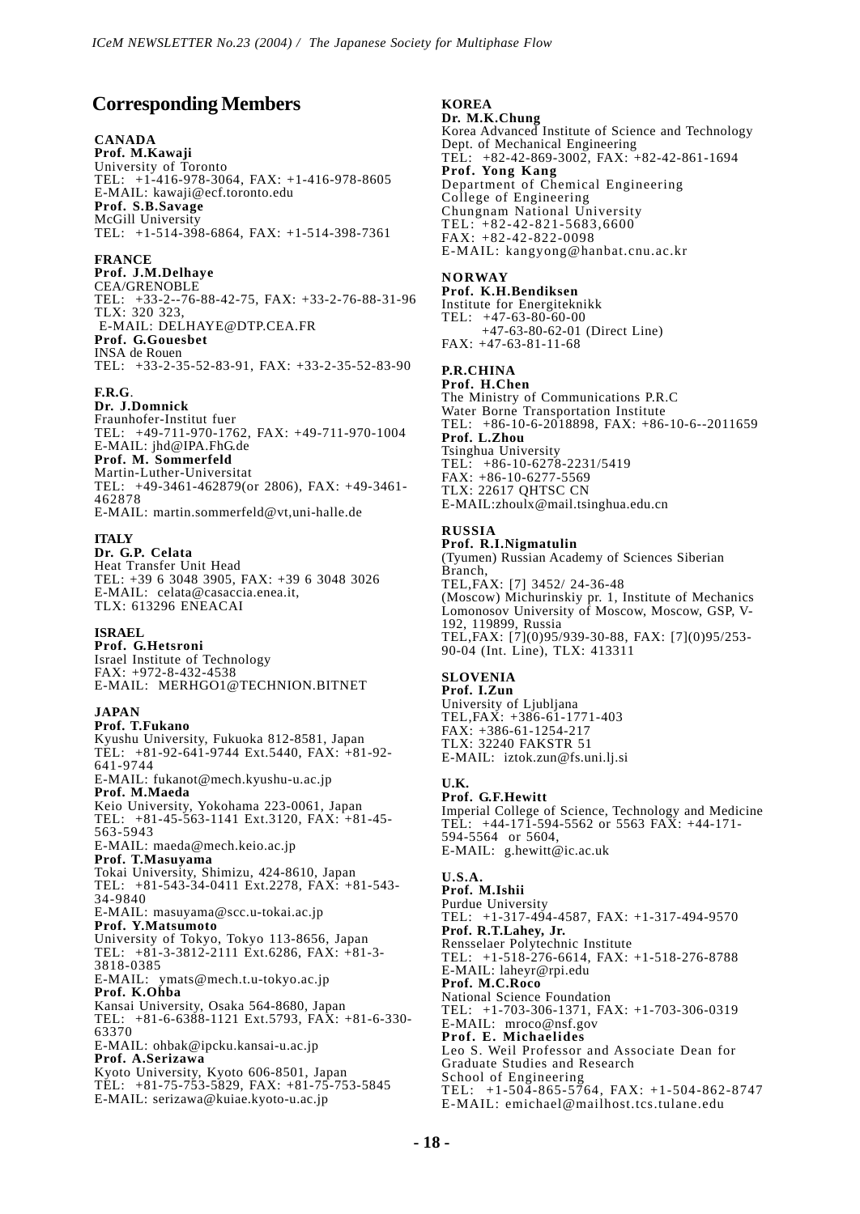# Corresponding Members

**CANADA**

**Prof. M.Kawaji**
University of Toronto
TEL: +1-416-978-3064, FAX: +1-416-978-8605
E-MAIL: kawaji@ecf.toronto.edu

**Prof. S.B.Savage**
McGill University
TEL: +1-514-398-6864, FAX: +1-514-398-7361

**FRANCE**

**Prof. J.M.Delhaye**
CEA/GRENOBLE
TEL: +33-2--76-88-42-75, FAX: +33-2-76-88-31-96
TLX: 320 323,
E-MAIL: DELHAYE@DTP.CEA.FR

**Prof. G.Gouesbet**
INSA de Rouen
TEL: +33-2-35-52-83-91, FAX: +33-2-35-52-83-90

**F.R.G.**

**Dr. J.Domnick**
Fraunhofer-Institut fuer
TEL: +49-711-970-1762, FAX: +49-711-970-1004
E-MAIL: jhd@IPA.FhG.de

**Prof. M. Sommerfeld**
Martin-Luther-Universitat
TEL: +49-3461-462879(or 2806), FAX: +49-3461-462878
E-MAIL: martin.sommerfeld@vt,uni-halle.de

**ITALY**

**Dr. G.P. Celata**
Heat Transfer Unit Head
TEL: +39 6 3048 3905, FAX: +39 6 3048 3026
E-MAIL: celata@casaccia.enea.it,
TLX: 613296 ENEACAI

**ISRAEL**

**Prof. G.Hetsroni**
Israel Institute of Technology
FAX: +972-8-432-4538
E-MAIL: MERHGO1@TECHNION.BITNET

**JAPAN**

**Prof. T.Fukano**
Kyushu University, Fukuoka 812-8581, Japan
TEL: +81-92-641-9744 Ext.5440, FAX: +81-92-641-9744
E-MAIL: fukanot@mech.kyushu-u.ac.jp

**Prof. M.Maeda**
Keio University, Yokohama 223-0061, Japan
TEL: +81-45-563-1141 Ext.3120, FAX: +81-45-563-5943
E-MAIL: maeda@mech.keio.ac.jp

**Prof. T.Masuyama**
Tokai University, Shimizu, 424-8610, Japan
TEL: +81-543-34-0411 Ext.2278, FAX: +81-543-34-9840
E-MAIL: masuyama@scc.u-tokai.ac.jp

**Prof. Y.Matsumoto**
University of Tokyo, Tokyo 113-8656, Japan
TEL: +81-3-3812-2111 Ext.6286, FAX: +81-3-3818-0385
E-MAIL: ymats@mech.t.u-tokyo.ac.jp

**Prof. K.Ohba**
Kansai University, Osaka 564-8680, Japan
TEL: +81-6-6388-1121 Ext.5793, FAX: +81-6-330-63370
E-MAIL: ohbak@ipcku.kansai-u.ac.jp

**Prof. A.Serizawa**
Kyoto University, Kyoto 606-8501, Japan
TEL: +81-75-753-5829, FAX: +81-75-753-5845
E-MAIL: serizawa@kuiae.kyoto-u.ac.jp

**KOREA**

**Dr. M.K.Chung**
Korea Advanced Institute of Science and Technology
Dept. of Mechanical Engineering
TEL: +82-42-869-3002, FAX: +82-42-861-1694

**Prof. Yong Kang**
Department of Chemical Engineering
College of Engineering
Chungnam National University
TEL: +82-42-821-5683,6600
FAX: +82-42-822-0098
E-MAIL: kangyong@hanbat.cnu.ac.kr

**NORWAY**

**Prof. K.H.Bendiksen**
Institute for Energiteknikk
TEL: +47-63-80-60-00
+47-63-80-62-01 (Direct Line)
FAX: +47-63-81-11-68

**P.R.CHINA**

**Prof. H.Chen**
The Ministry of Communications P.R.C
Water Borne Transportation Institute
TEL: +86-10-6-2018898, FAX: +86-10-6--2011659

**Prof. L.Zhou**
Tsinghua University
TEL: +86-10-6278-2231/5419
FAX: +86-10-6277-5569
TLX: 22617 QHTSC CN
E-MAIL:zhoulx@mail.tsinghua.edu.cn

**RUSSIA**

**Prof. R.I.Nigmatulin**
(Tyumen) Russian Academy of Sciences Siberian Branch,
TEL,FAX: [7] 3452/ 24-36-48
(Moscow) Michurinskiy pr. 1, Institute of Mechanics Lomonosov University of Moscow, Moscow, GSP, V-192, 119899, Russia
TEL,FAX: [7](0)95/939-30-88, FAX: [7](0)95/253-90-04 (Int. Line), TLX: 413311

**SLOVENIA**

**Prof. I.Zun**
University of Ljubljana
TEL,FAX: +386-61-1771-403
FAX: +386-61-1254-217
TLX: 32240 FAKSTR 51
E-MAIL: iztok.zun@fs.uni.lj.si

**U.K.**

**Prof. G.F.Hewitt**
Imperial College of Science, Technology and Medicine
TEL: +44-171-594-5562 or 5563 FAX: +44-171-594-5564 or 5604,
E-MAIL: g.hewitt@ic.ac.uk

**U.S.A.**

**Prof. M.Ishii**
Purdue University
TEL: +1-317-494-4587, FAX: +1-317-494-9570

**Prof. R.T.Lahey, Jr.**
Rensselaer Polytechnic Institute
TEL: +1-518-276-6614, FAX: +1-518-276-8788
E-MAIL: laheyr@rpi.edu

**Prof. M.C.Roco**
National Science Foundation
TEL: +1-703-306-1371, FAX: +1-703-306-0319
E-MAIL: mroco@nsf.gov

**Prof. E. Michaelides**
Leo S. Weil Professor and Associate Dean for Graduate Studies and Research
School of Engineering
TEL: +1-504-865-5764, FAX: +1-504-862-8747
E-MAIL: emichael@mailhost.tcs.tulane.edu